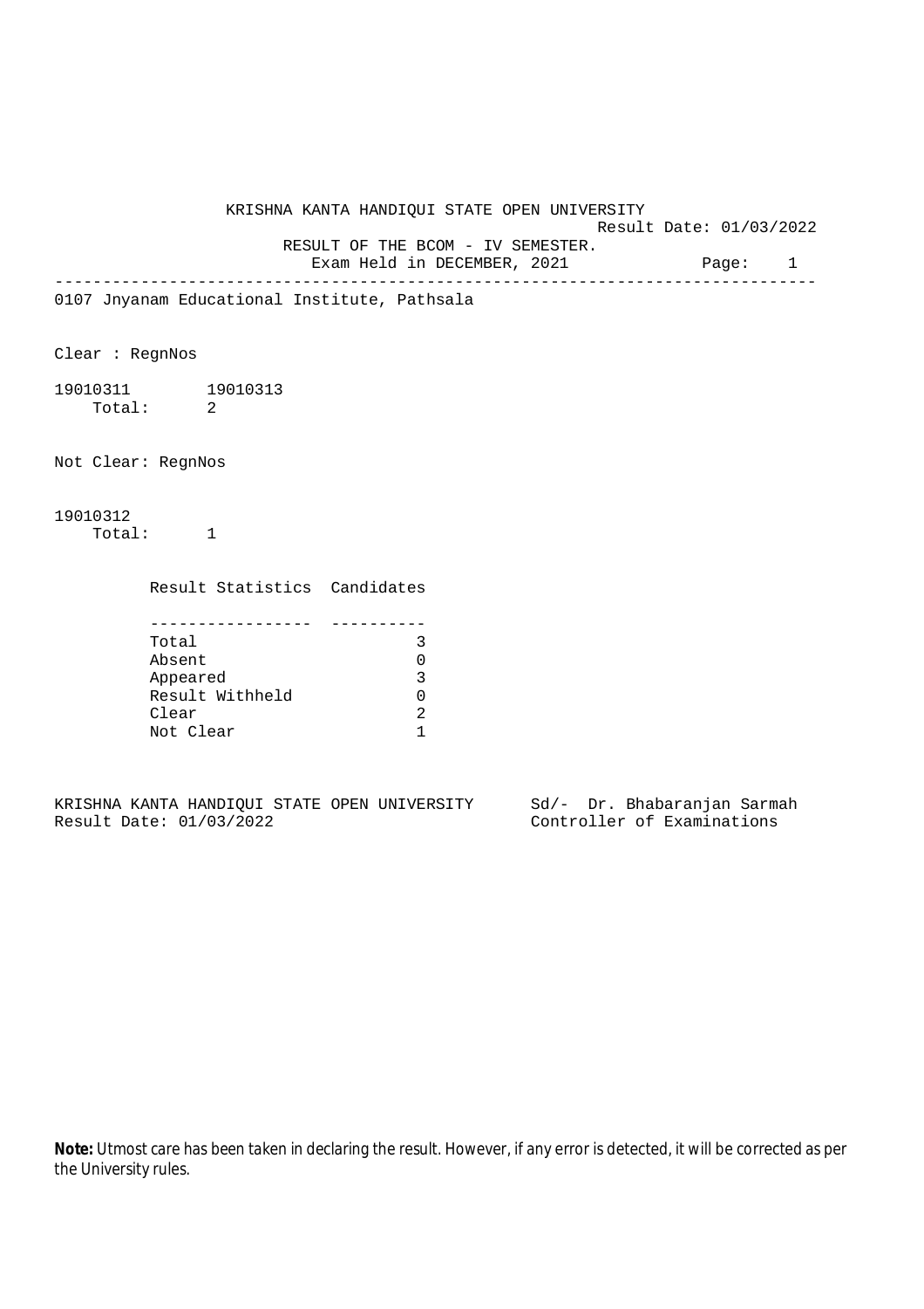# KRISHNA KANTA HANDIQUI STATE OPEN UNIVERSITY

Result Date: 01/03/2022

## RESULT OF THE BCOM - IV SEMESTER.

Exam Held in DECEMBER, 2021

---

0107 Jnyanam Educational Institute, Pathsala

Clear : RegnNos

19010311 19010313

Total: 2

Not Clear: RegnNos

19010312

Total: 1

| Result Statistics | Candidates |
| --- | --- |
| Total | 3 |
| Absent | 0 |
| Appeared | 3 |
| Result Withheld | 0 |
| Clear | 2 |
| Not Clear | 1 |

KRISHNA KANTA HANDIQUI STATE OPEN UNIVERSITY
Result Date: 01/03/2022

Sd/- Dr. Bhabaranjan Sarmah
Controller of Examinations

**Note:** Utmost care has been taken in declaring the result. However, if any error is detected, it will be corrected as per the University rules.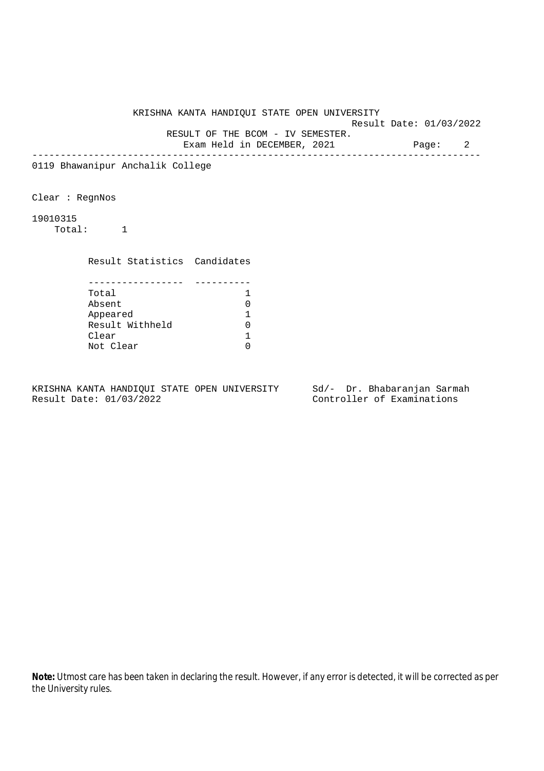KRISHNA KANTA HANDIQUI STATE OPEN UNIVERSITY

Result Date: 01/03/2022

RESULT OF THE BCOM - IV SEMESTER.

Exam Held in DECEMBER, 2021

0119 Bhawanipur Anchalik College

Clear : RegnNos

19010315

Total: 1

| Result Statistics | Candidates |
|---|---|
| Total | 1 |
| Absent | 0 |
| Appeared | 1 |
| Result Withheld | 0 |
| Clear | 1 |
| Not Clear | 0 |

KRISHNA KANTA HANDIQUI STATE OPEN UNIVERSITY
Result Date: 01/03/2022

Sd/- Dr. Bhabaranjan Sarmah
Controller of Examinations

**Note:** Utmost care has been taken in declaring the result. However, if any error is detected, it will be corrected as per the University rules.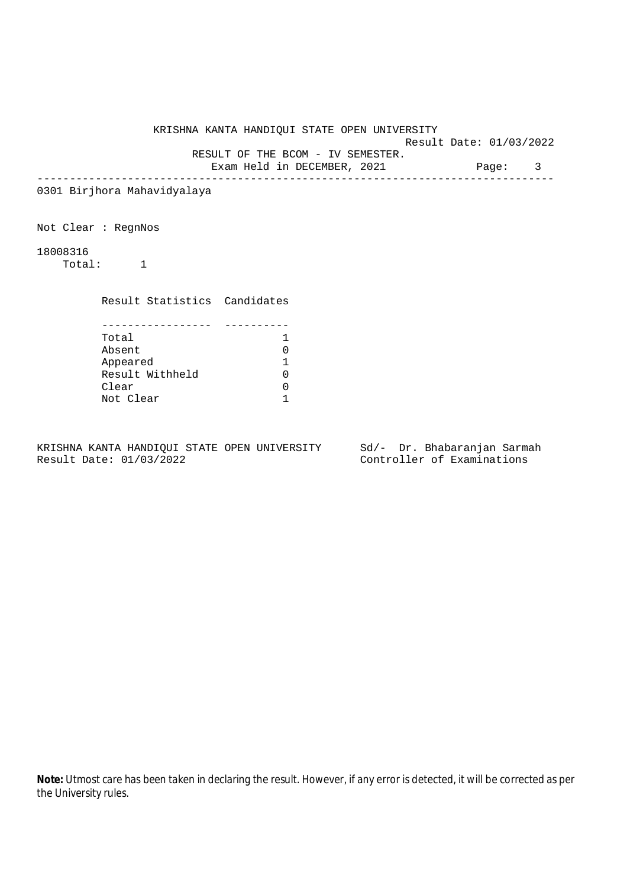KRISHNA KANTA HANDIQUI STATE OPEN UNIVERSITY

Result Date: 01/03/2022

RESULT OF THE BCOM - IV SEMESTER.

Exam Held in DECEMBER, 2021

---

0301 Birjhora Mahavidyalaya

Not Clear : RegnNos

18008316

Total: 1

| Result Statistics | Candidates |
|---|---|
| Total | 1 |
| Absent | 0 |
| Appeared | 1 |
| Result Withheld | 0 |
| Clear | 0 |
| Not Clear | 1 |

KRISHNA KANTA HANDIQUI STATE OPEN UNIVERSITY
Result Date: 01/03/2022

Sd/- Dr. Bhabaranjan Sarmah
Controller of Examinations

**Note:** Utmost care has been taken in declaring the result. However, if any error is detected, it will be corrected as per the University rules.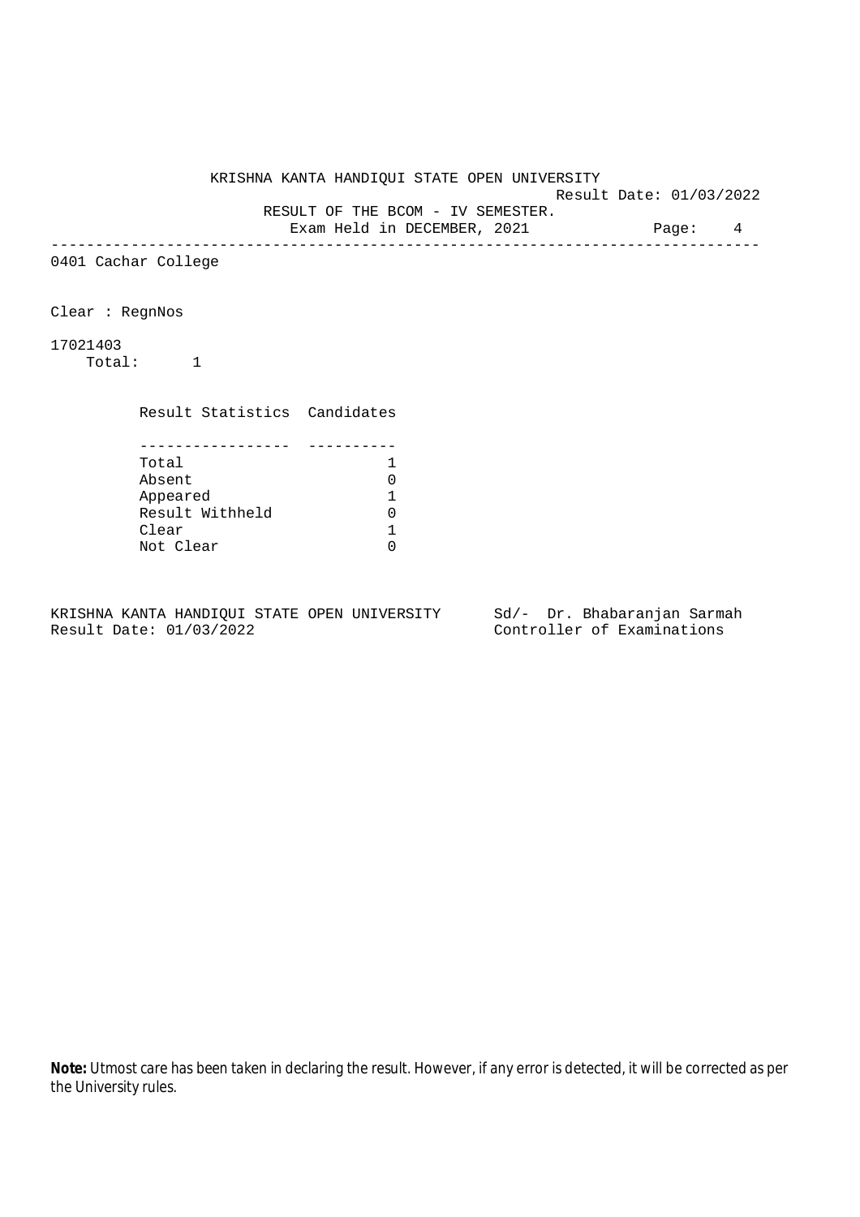KRISHNA KANTA HANDIQUI STATE OPEN UNIVERSITY

Result Date: 01/03/2022

RESULT OF THE BCOM - IV SEMESTER.

Exam Held in DECEMBER, 2021

---

0401 Cachar College

Clear : RegnNos

17021403

Total: 1

| Result Statistics | Candidates |
|---|---|
| Total | 1 |
| Absent | 0 |
| Appeared | 1 |
| Result Withheld | 0 |
| Clear | 1 |
| Not Clear | 0 |

KRISHNA KANTA HANDIQUI STATE OPEN UNIVERSITY
Result Date: 01/03/2022

Sd/- Dr. Bhabaranjan Sarmah
Controller of Examinations

**Note:** Utmost care has been taken in declaring the result. However, if any error is detected, it will be corrected as per the University rules.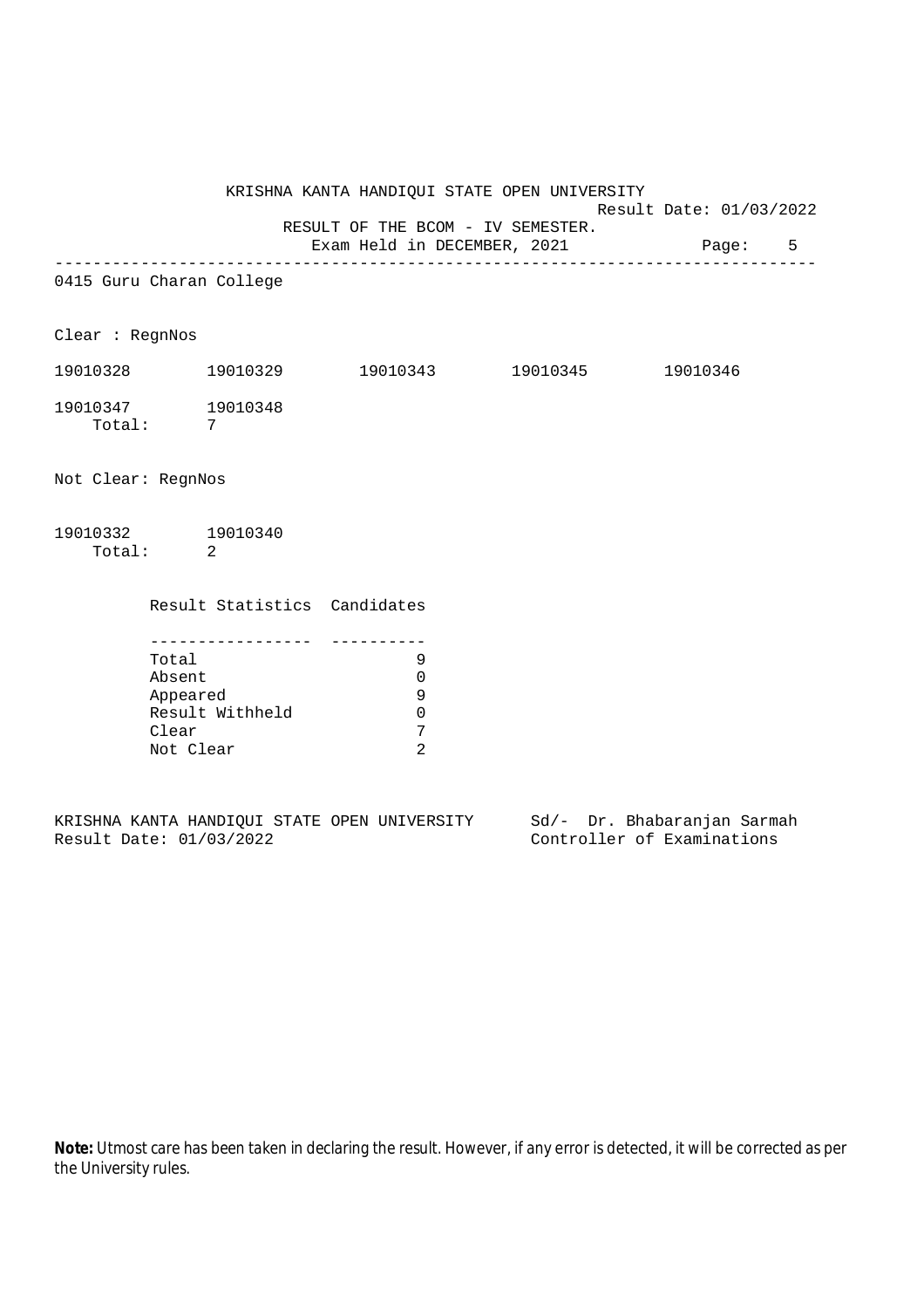KRISHNA KANTA HANDIQUI STATE OPEN UNIVERSITY

Result Date: 01/03/2022

RESULT OF THE BCOM - IV SEMESTER.

Exam Held in DECEMBER, 2021

---

0415 Guru Charan College

Clear : RegnNos

19010328 19010329 19010343 19010345 19010346

19010347 19010348

Total: 7

Not Clear: RegnNos

19010332 19010340

Total: 2

| Result Statistics | Candidates |
|---|---|
| Total | 9 |
| Absent | 0 |
| Appeared | 9 |
| Result Withheld | 0 |
| Clear | 7 |
| Not Clear | 2 |

KRISHNA KANTA HANDIQUI STATE OPEN UNIVERSITY
Result Date: 01/03/2022

Sd/- Dr. Bhabaranjan Sarmah
Controller of Examinations

**Note:** Utmost care has been taken in declaring the result. However, if any error is detected, it will be corrected as per the University rules.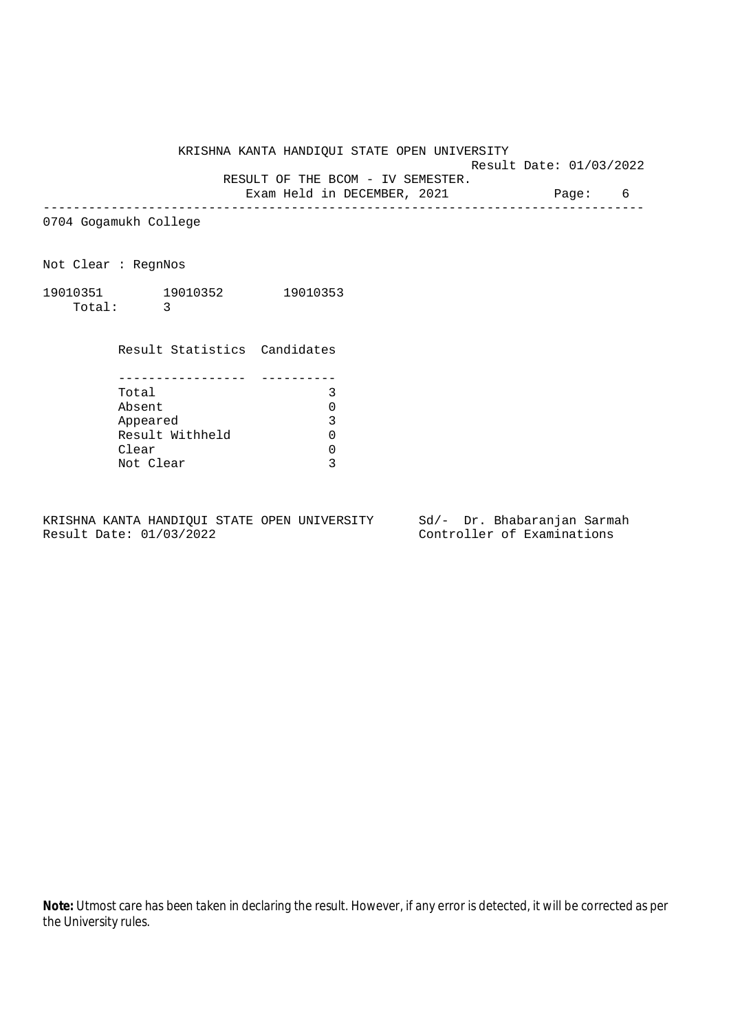KRISHNA KANTA HANDIQUI STATE OPEN UNIVERSITY

Result Date: 01/03/2022

RESULT OF THE BCOM - IV SEMESTER.

Exam Held in DECEMBER, 2021

---

0704 Gogamukh College

Not Clear : RegnNos

19010351 19010352 19010353

Total: 3

| Result Statistics | Candidates |
|---|---|
| Total | 3 |
| Absent | 0 |
| Appeared | 3 |
| Result Withheld | 0 |
| Clear | 0 |
| Not Clear | 3 |

KRISHNA KANTA HANDIQUI STATE OPEN UNIVERSITY
Result Date: 01/03/2022

Sd/- Dr. Bhabaranjan Sarmah
Controller of Examinations

**Note:** Utmost care has been taken in declaring the result. However, if any error is detected, it will be corrected as per the University rules.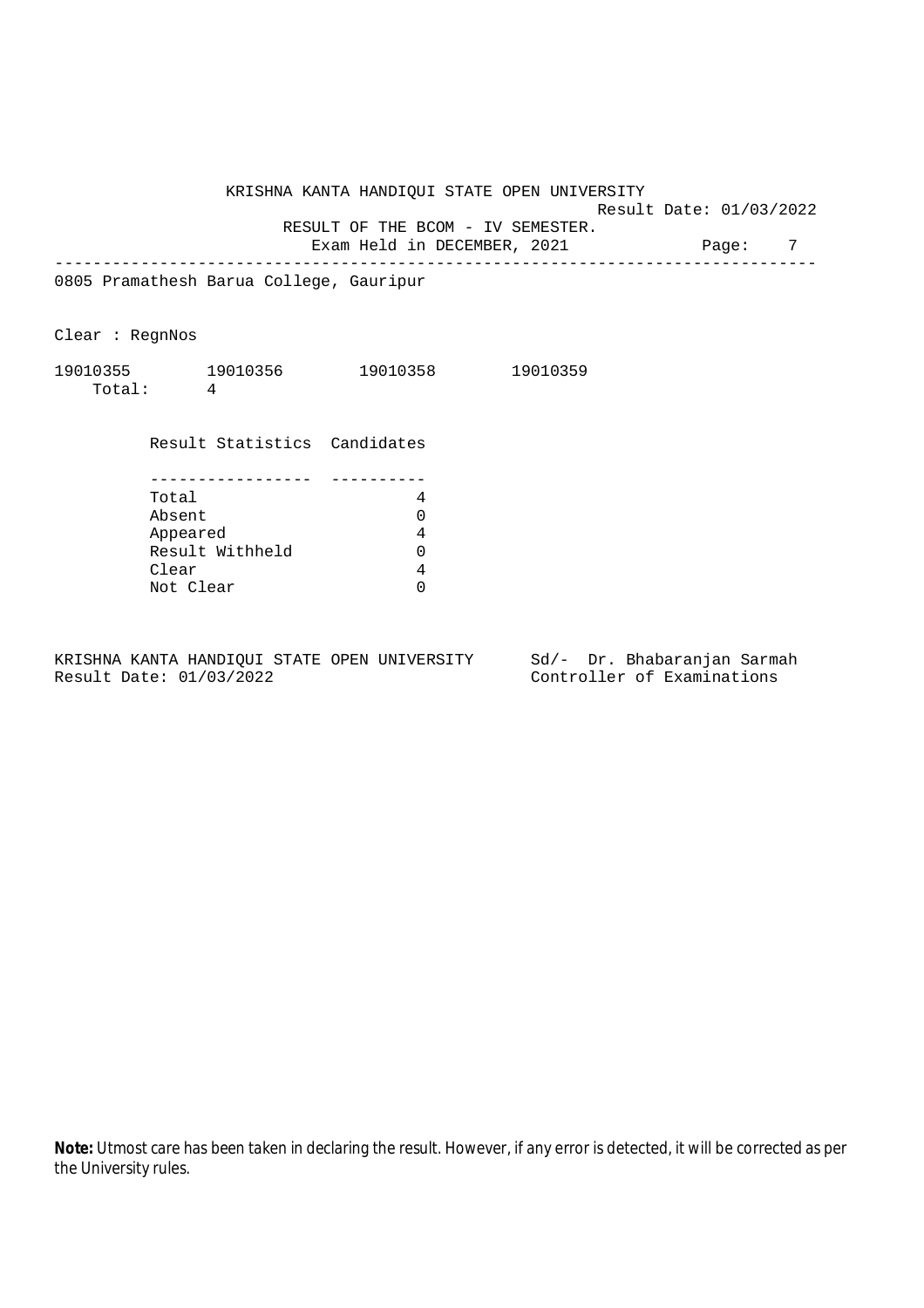KRISHNA KANTA HANDIQUI STATE OPEN UNIVERSITY

Result Date: 01/03/2022

RESULT OF THE BCOM - IV SEMESTER.

Exam Held in DECEMBER, 2021

---

0805 Pramathesh Barua College, Gauripur

Clear : RegnNos

19010355 19010356 19010358 19010359

Total: 4

| Result Statistics | Candidates |
|---|---|
| Total | 4 |
| Absent | 0 |
| Appeared | 4 |
| Result Withheld | 0 |
| Clear | 4 |
| Not Clear | 0 |

KRISHNA KANTA HANDIQUI STATE OPEN UNIVERSITY
Result Date: 01/03/2022

Sd/- Dr. Bhabaranjan Sarmah
Controller of Examinations

**Note:** Utmost care has been taken in declaring the result. However, if any error is detected, it will be corrected as per the University rules.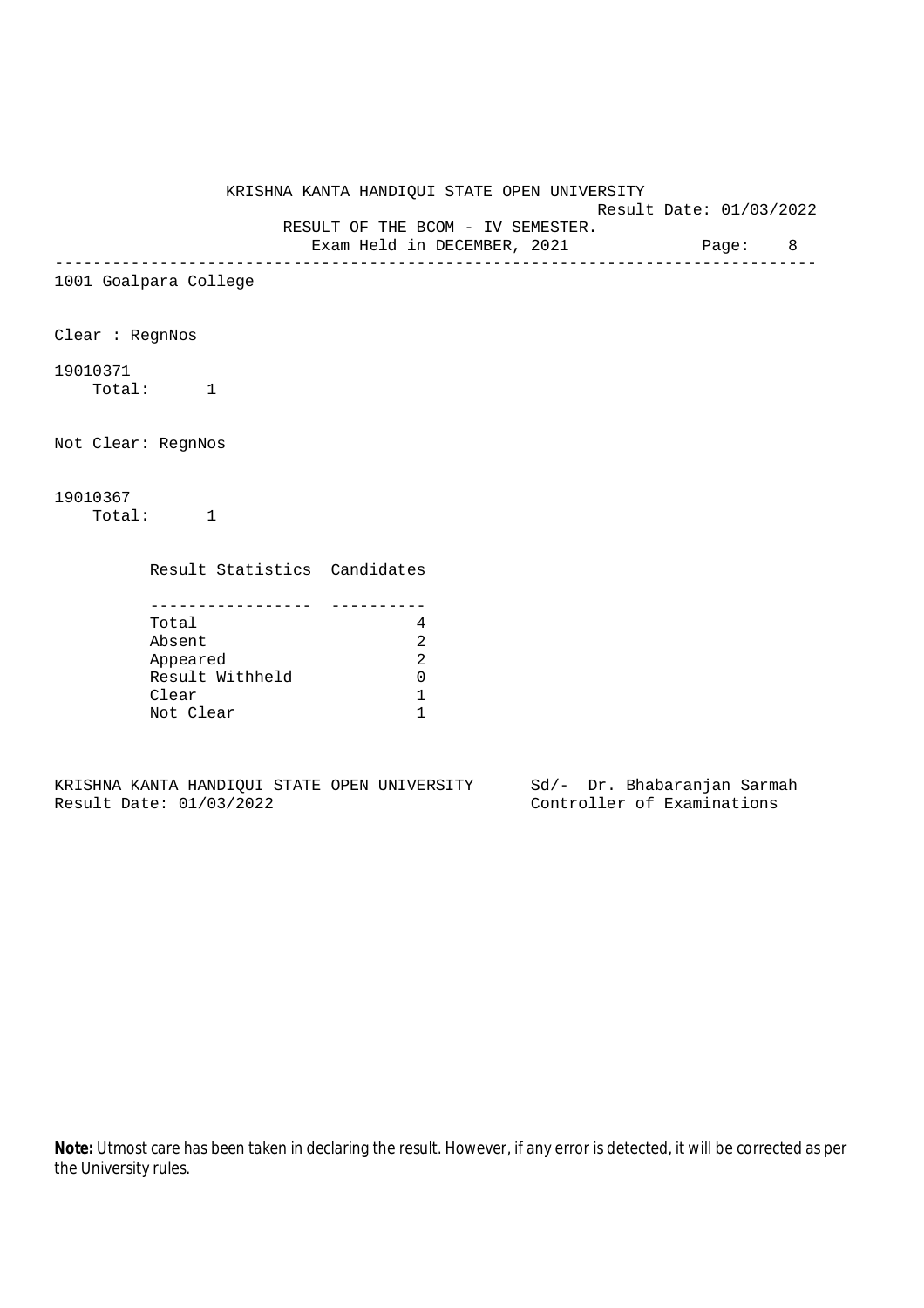KRISHNA KANTA HANDIQUI STATE OPEN UNIVERSITY

Result Date: 01/03/2022

RESULT OF THE BCOM - IV SEMESTER.

Exam Held in DECEMBER, 2021

---

1001 Goalpara College

Clear : RegnNos

19010371

Total: 1

Not Clear: RegnNos

19010367

Total: 1

| Result Statistics | Candidates |
|---|---|
| Total | 4 |
| Absent | 2 |
| Appeared | 2 |
| Result Withheld | 0 |
| Clear | 1 |
| Not Clear | 1 |

KRISHNA KANTA HANDIQUI STATE OPEN UNIVERSITY
Result Date: 01/03/2022

Sd/- Dr. Bhabaranjan Sarmah
Controller of Examinations

**Note:** Utmost care has been taken in declaring the result. However, if any error is detected, it will be corrected as per the University rules.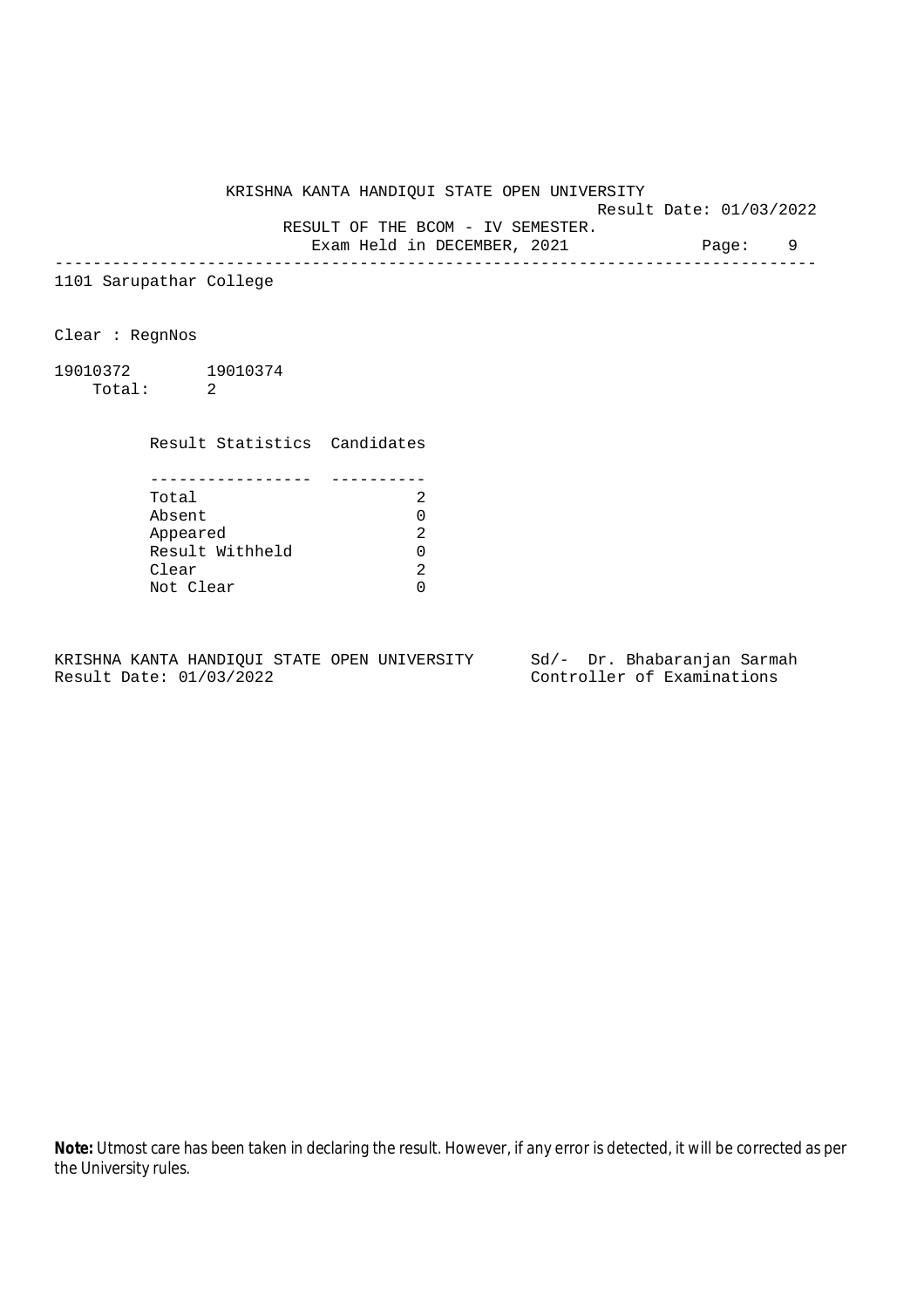KRISHNA KANTA HANDIQUI STATE OPEN UNIVERSITY

Result Date: 01/03/2022

RESULT OF THE BCOM - IV SEMESTER.

Exam Held in DECEMBER, 2021

---

1101 Sarupathar College

Clear : RegnNos

19010372 19010374

Total: 2

| Result Statistics | Candidates |
|---|---|
| Total | 2 |
| Absent | 0 |
| Appeared | 2 |
| Result Withheld | 0 |
| Clear | 2 |
| Not Clear | 0 |

KRISHNA KANTA HANDIQUI STATE OPEN UNIVERSITY
Result Date: 01/03/2022

Sd/- Dr. Bhabaranjan Sarmah
Controller of Examinations

**Note:** Utmost care has been taken in declaring the result. However, if any error is detected, it will be corrected as per the University rules.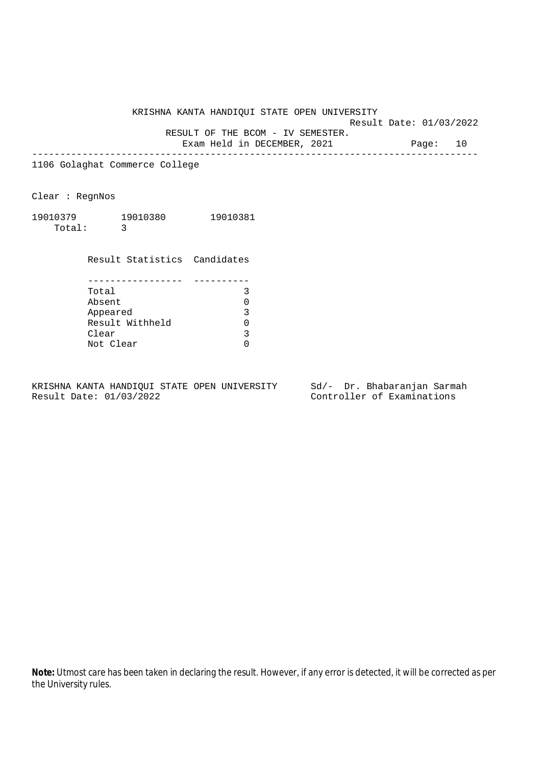KRISHNA KANTA HANDIQUI STATE OPEN UNIVERSITY

Result Date: 01/03/2022

RESULT OF THE BCOM - IV SEMESTER.

Exam Held in DECEMBER, 2021

---

1106 Golaghat Commerce College

Clear : RegnNos

19010379 19010380 19010381

Total: 3

| Result Statistics | Candidates |
| --- | --- |
| Total | 3 |
| Absent | 0 |
| Appeared | 3 |
| Result Withheld | 0 |
| Clear | 3 |
| Not Clear | 0 |

KRISHNA KANTA HANDIQUI STATE OPEN UNIVERSITY
Result Date: 01/03/2022

Sd/- Dr. Bhabaranjan Sarmah
Controller of Examinations

**Note:** Utmost care has been taken in declaring the result. However, if any error is detected, it will be corrected as per the University rules.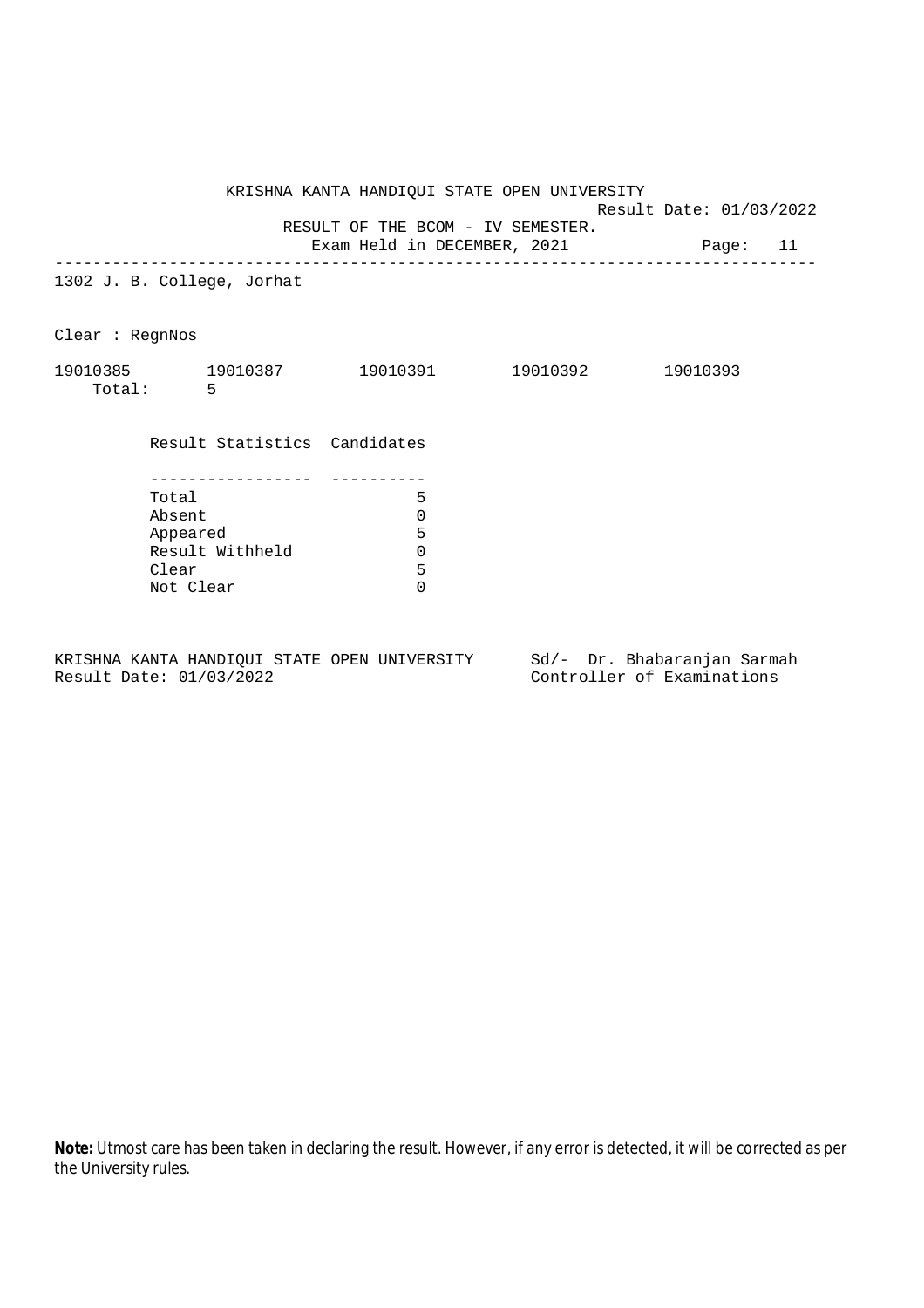KRISHNA KANTA HANDIQUI STATE OPEN UNIVERSITY

Result Date: 01/03/2022

RESULT OF THE BCOM - IV SEMESTER.

Exam Held in DECEMBER, 2021

---

1302 J. B. College, Jorhat

Clear : RegnNos

19010385 19010387 19010391 19010392 19010393

Total: 5

| Result Statistics | Candidates |
|---|---|
| Total | 5 |
| Absent | 0 |
| Appeared | 5 |
| Result Withheld | 0 |
| Clear | 5 |
| Not Clear | 0 |

KRISHNA KANTA HANDIQUI STATE OPEN UNIVERSITY
Result Date: 01/03/2022

Sd/- Dr. Bhabaranjan Sarmah
Controller of Examinations

**Note:** Utmost care has been taken in declaring the result. However, if any error is detected, it will be corrected as per the University rules.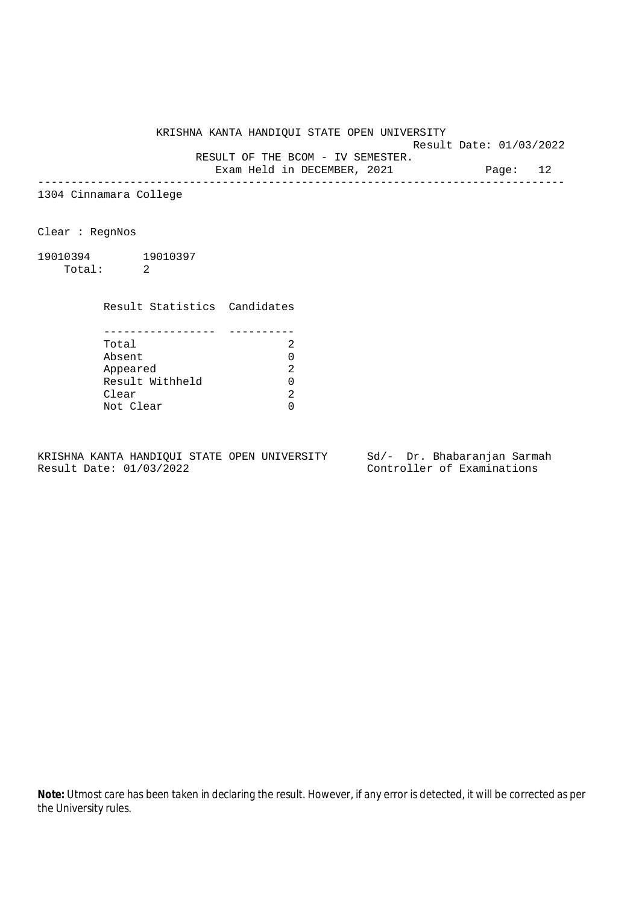KRISHNA KANTA HANDIQUI STATE OPEN UNIVERSITY

Result Date: 01/03/2022

RESULT OF THE BCOM - IV SEMESTER.

Exam Held in DECEMBER, 2021

Page: 12

---

1304 Cinnamara College

Clear : RegnNos

19010394 19010397

Total: 2

| Result Statistics | Candidates |
|---|---|
| Total | 2 |
| Absent | 0 |
| Appeared | 2 |
| Result Withheld | 0 |
| Clear | 2 |
| Not Clear | 0 |

KRISHNA KANTA HANDIQUI STATE OPEN UNIVERSITY
Result Date: 01/03/2022

Sd/- Dr. Bhabaranjan Sarmah
Controller of Examinations

**Note:** Utmost care has been taken in declaring the result. However, if any error is detected, it will be corrected as per the University rules.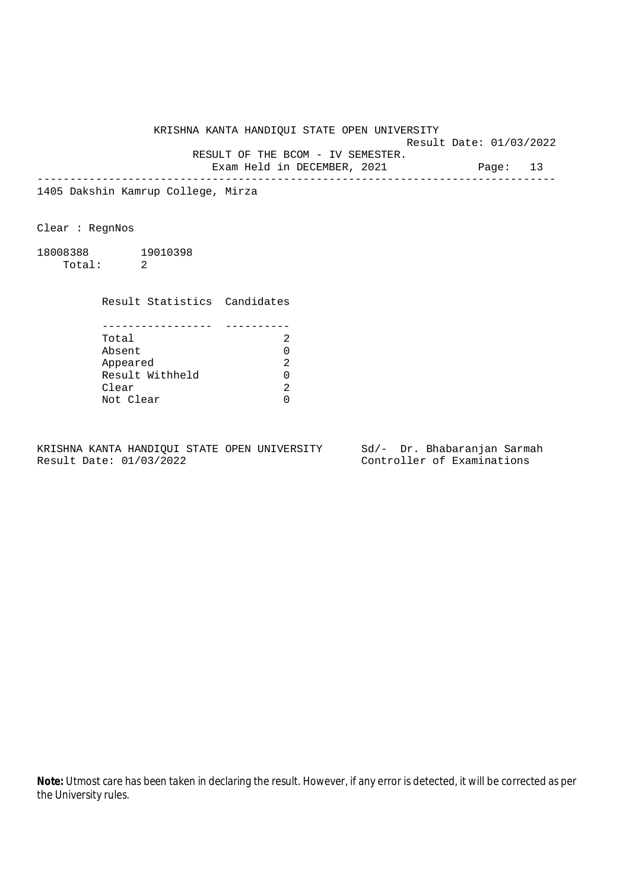KRISHNA KANTA HANDIQUI STATE OPEN UNIVERSITY

Result Date: 01/03/2022

RESULT OF THE BCOM - IV SEMESTER.

Exam Held in DECEMBER, 2021

---

1405 Dakshin Kamrup College, Mirza

Clear : RegnNos

18008388 19010398

Total: 2

| Result Statistics | Candidates |
| --- | --- |
| Total | 2 |
| Absent | 0 |
| Appeared | 2 |
| Result Withheld | 0 |
| Clear | 2 |
| Not Clear | 0 |

KRISHNA KANTA HANDIQUI STATE OPEN UNIVERSITY
Result Date: 01/03/2022

Sd/- Dr. Bhabaranjan Sarmah
Controller of Examinations

**Note:** Utmost care has been taken in declaring the result. However, if any error is detected, it will be corrected as per the University rules.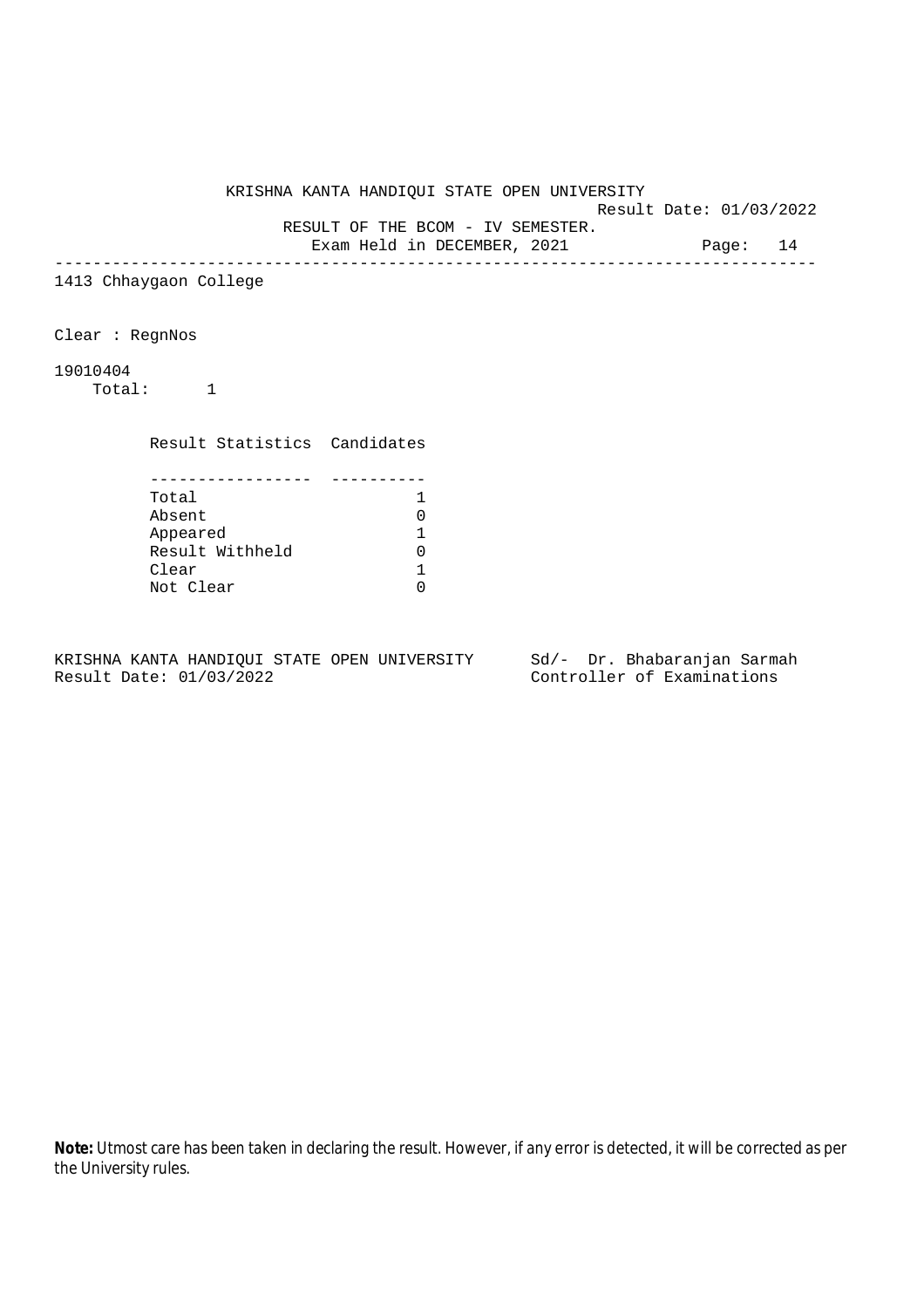KRISHNA KANTA HANDIQUI STATE OPEN UNIVERSITY

Result Date: 01/03/2022

RESULT OF THE BCOM - IV SEMESTER.

Exam Held in DECEMBER, 2021

---

1413 Chhaygaon College

Clear : RegnNos

19010404

Total: 1

| Result Statistics | Candidates |
|---|---|
| Total | 1 |
| Absent | 0 |
| Appeared | 1 |
| Result Withheld | 0 |
| Clear | 1 |
| Not Clear | 0 |

KRISHNA KANTA HANDIQUI STATE OPEN UNIVERSITY
Result Date: 01/03/2022

Sd/- Dr. Bhabaranjan Sarmah
Controller of Examinations

**Note:** Utmost care has been taken in declaring the result. However, if any error is detected, it will be corrected as per the University rules.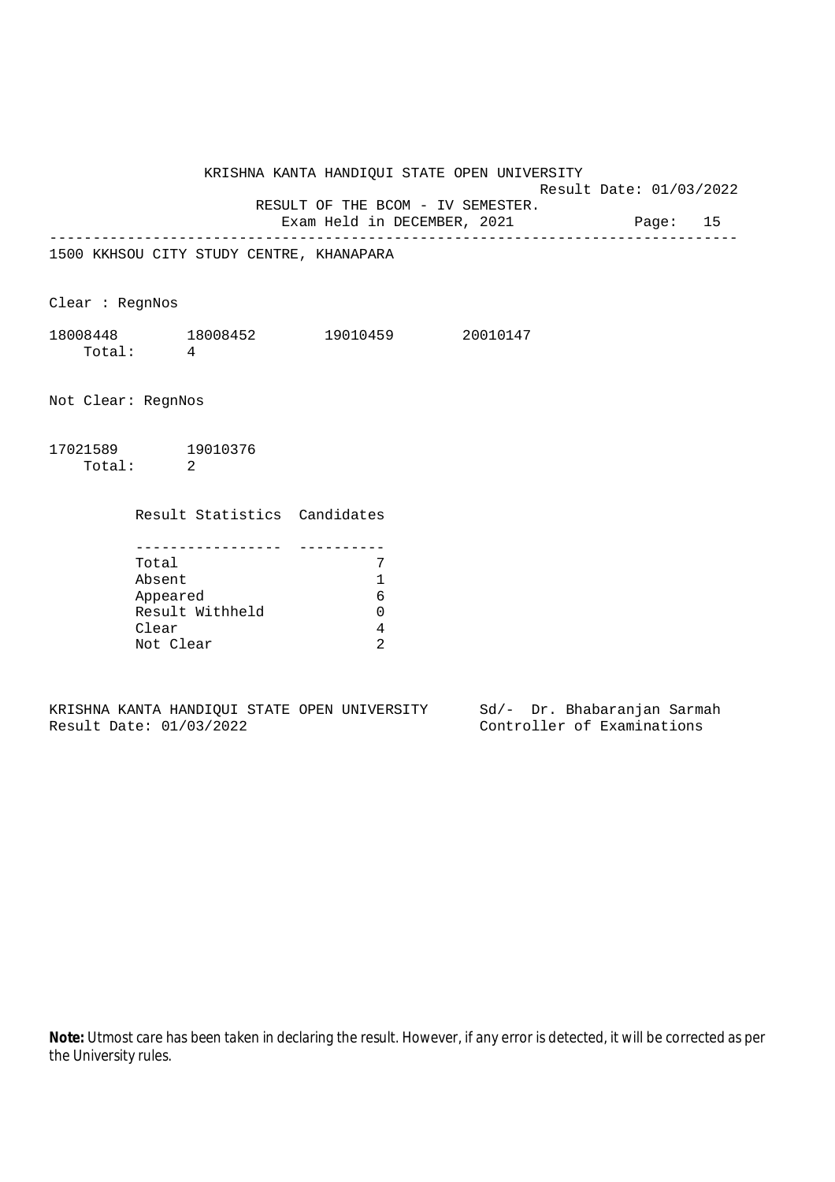KRISHNA KANTA HANDIQUI STATE OPEN UNIVERSITY

Result Date: 01/03/2022

RESULT OF THE BCOM - IV SEMESTER.

Exam Held in DECEMBER, 2021

1500 KKHSOU CITY STUDY CENTRE, KHANAPARA

Clear : RegnNos

18008448 18008452 19010459 20010147

Total: 4

Not Clear: RegnNos

17021589 19010376

Total: 2

| Result Statistics | Candidates |
|---|---|
| Total | 7 |
| Absent | 1 |
| Appeared | 6 |
| Result Withheld | 0 |
| Clear | 4 |
| Not Clear | 2 |

KRISHNA KANTA HANDIQUI STATE OPEN UNIVERSITY
Result Date: 01/03/2022

Sd/- Dr. Bhabaranjan Sarmah
Controller of Examinations

**Note:** Utmost care has been taken in declaring the result. However, if any error is detected, it will be corrected as per the University rules.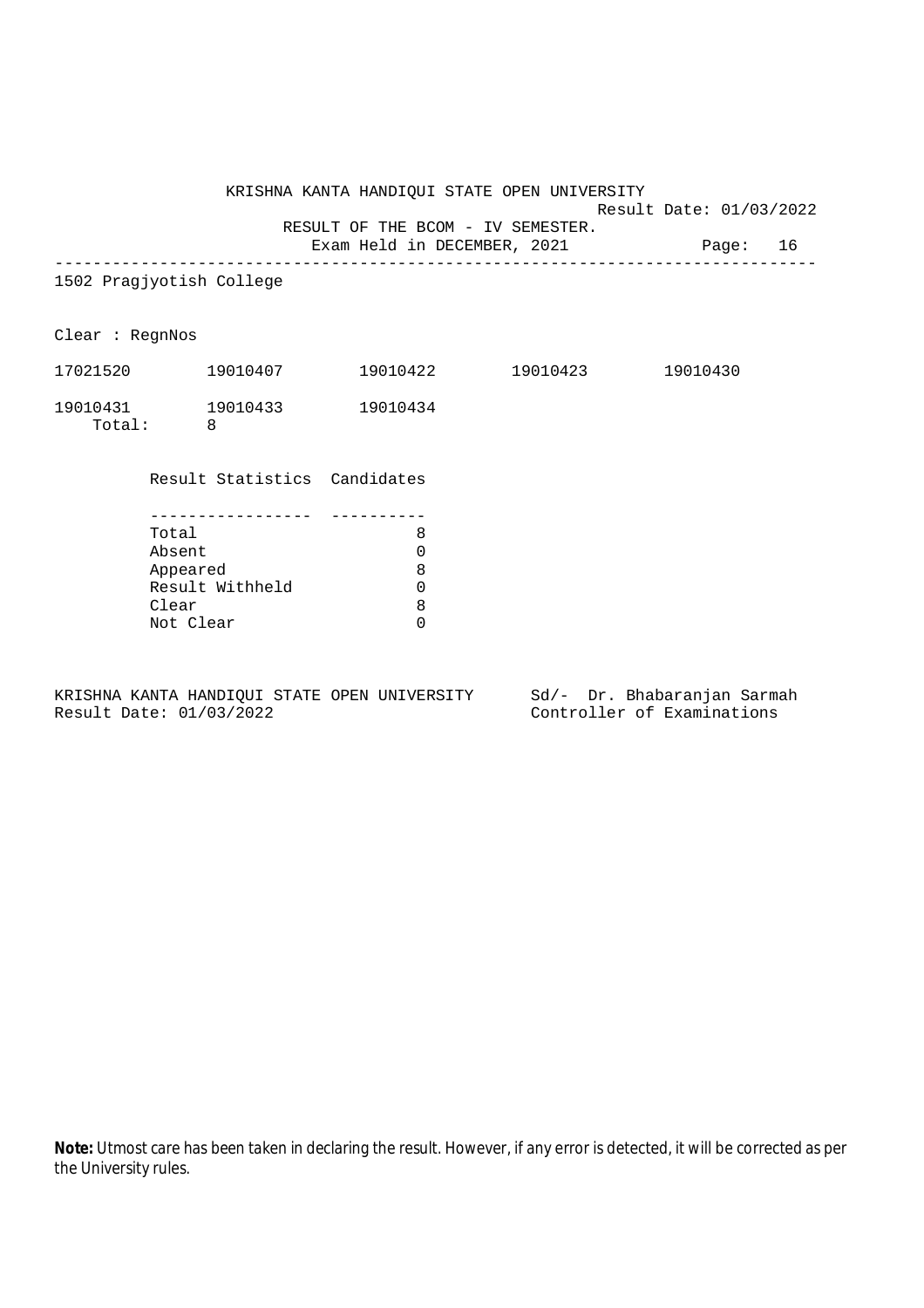KRISHNA KANTA HANDIQUI STATE OPEN UNIVERSITY

Result Date: 01/03/2022

RESULT OF THE BCOM - IV SEMESTER.

Exam Held in DECEMBER, 2021

---

1502 Pragjyotish College

Clear : RegnNos

| | | | | |
|---|---|---|---|---|
| 17021520 | 19010407 | 19010422 | 19010423 | 19010430 |
| 19010431 | 19010433 | 19010434 | | |

Total: 8

| Result Statistics | Candidates |
|---|---|
| Total | 8 |
| Absent | 0 |
| Appeared | 8 |
| Result Withheld | 0 |
| Clear | 8 |
| Not Clear | 0 |

KRISHNA KANTA HANDIQUI STATE OPEN UNIVERSITY
Result Date: 01/03/2022

Sd/- Dr. Bhabaranjan Sarmah
Controller of Examinations

**Note:** Utmost care has been taken in declaring the result. However, if any error is detected, it will be corrected as per the University rules.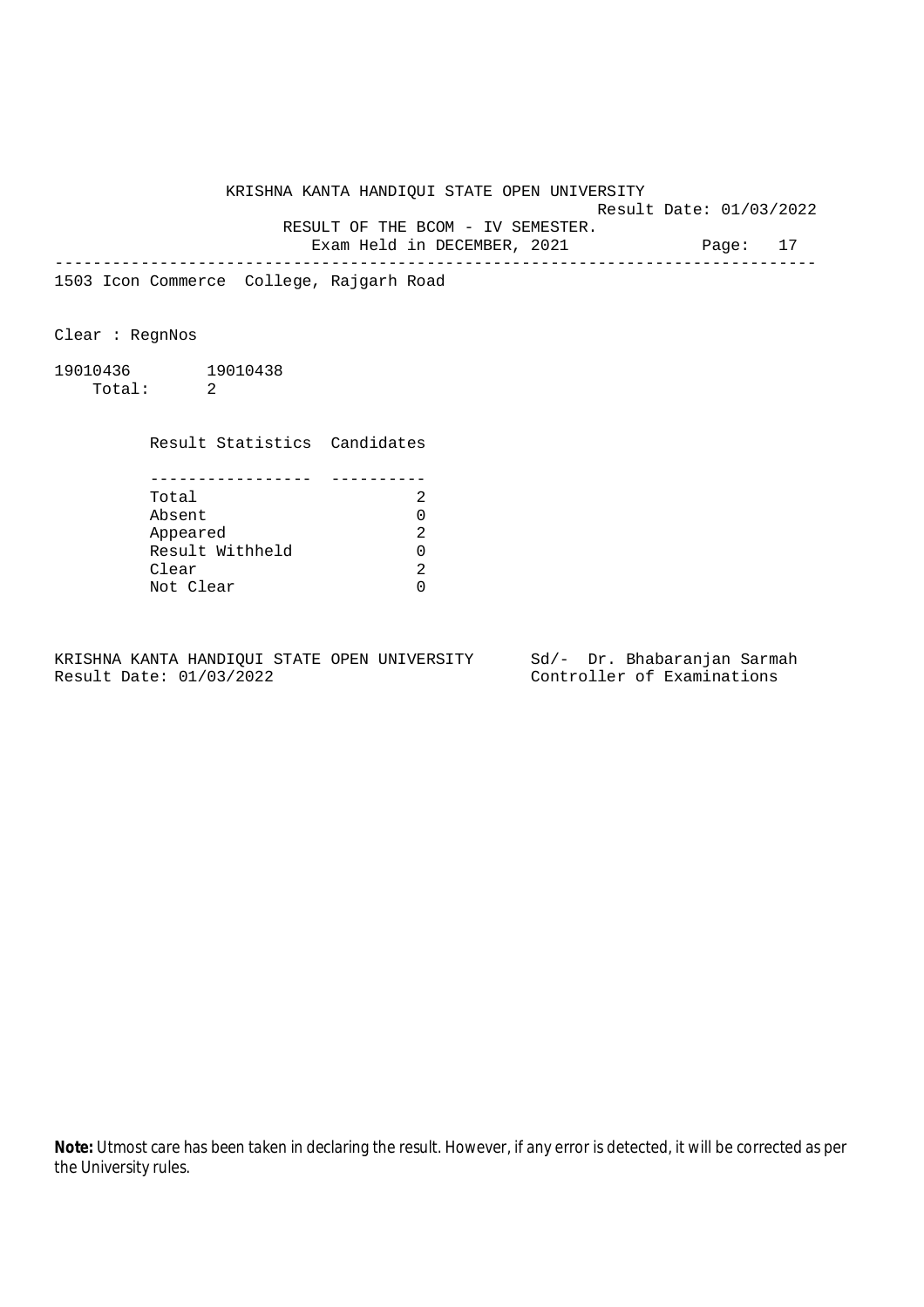KRISHNA KANTA HANDIQUI STATE OPEN UNIVERSITY

Result Date: 01/03/2022

RESULT OF THE BCOM - IV SEMESTER.

Exam Held in DECEMBER, 2021

---

1503 Icon Commerce College, Rajgarh Road

Clear : RegnNos

19010436 19010438

Total: 2

| Result Statistics | Candidates |
|---|---|
| Total | 2 |
| Absent | 0 |
| Appeared | 2 |
| Result Withheld | 0 |
| Clear | 2 |
| Not Clear | 0 |

KRISHNA KANTA HANDIQUI STATE OPEN UNIVERSITY
Result Date: 01/03/2022

Sd/- Dr. Bhabaranjan Sarmah
Controller of Examinations

**Note:** Utmost care has been taken in declaring the result. However, if any error is detected, it will be corrected as per the University rules.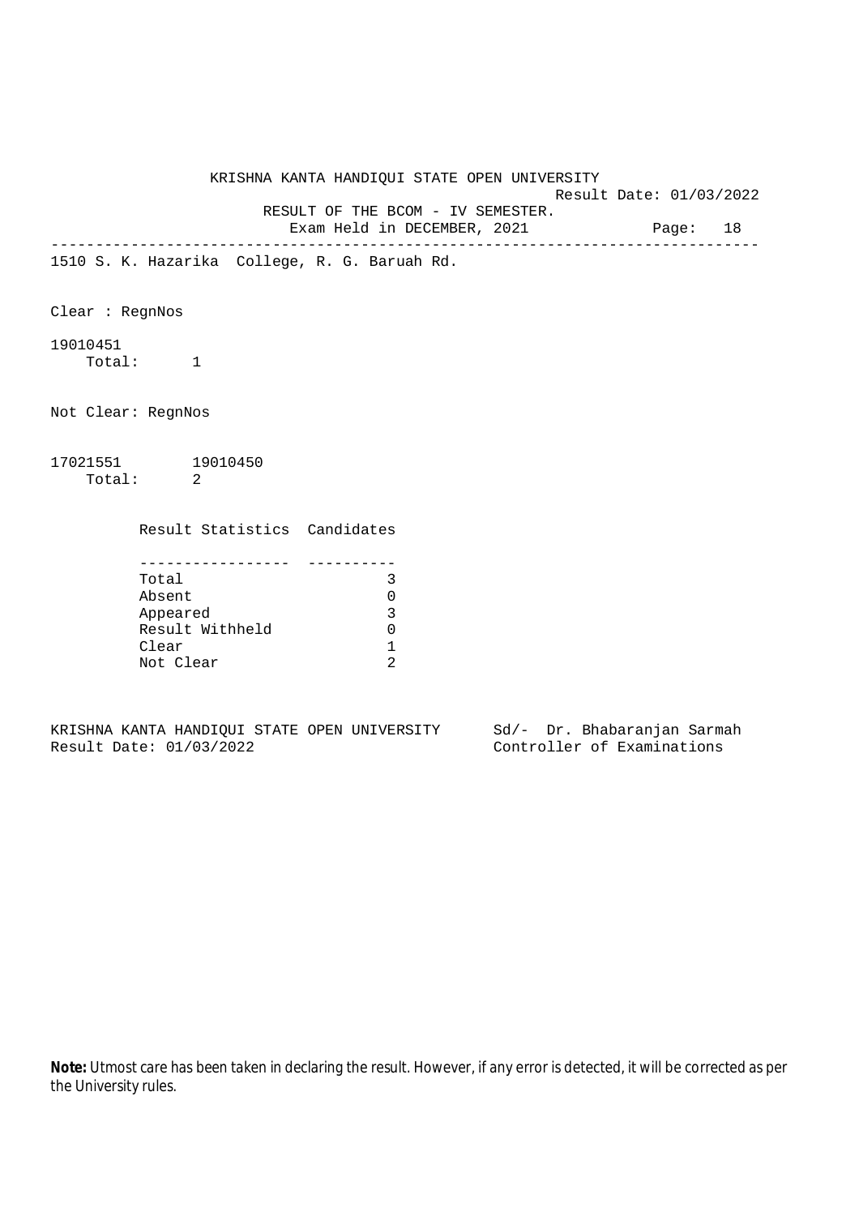KRISHNA KANTA HANDIQUI STATE OPEN UNIVERSITY

Result Date: 01/03/2022

RESULT OF THE BCOM - IV SEMESTER.

Exam Held in DECEMBER, 2021

---

1510 S. K. Hazarika College, R. G. Baruah Rd.

Clear : RegnNos

19010451

Total: 1

Not Clear: RegnNos

17021551 19010450

Total: 2

| Result Statistics | Candidates |
|---|---|
| Total | 3 |
| Absent | 0 |
| Appeared | 3 |
| Result Withheld | 0 |
| Clear | 1 |
| Not Clear | 2 |

KRISHNA KANTA HANDIQUI STATE OPEN UNIVERSITY
Result Date: 01/03/2022

Sd/- Dr. Bhabaranjan Sarmah
Controller of Examinations

**Note:** Utmost care has been taken in declaring the result. However, if any error is detected, it will be corrected as per the University rules.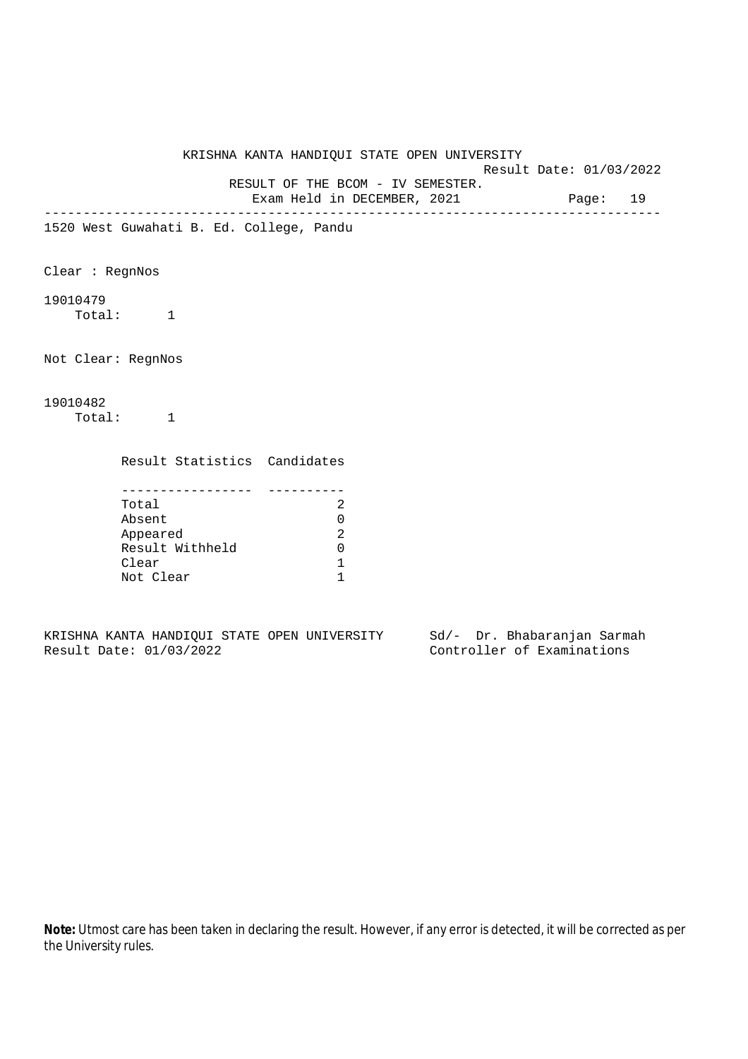KRISHNA KANTA HANDIQUI STATE OPEN UNIVERSITY

Result Date: 01/03/2022

RESULT OF THE BCOM - IV SEMESTER.

Exam Held in DECEMBER, 2021

---

1520 West Guwahati B. Ed. College, Pandu

Clear : RegnNos

19010479
Total: 1

Not Clear: RegnNos

19010482
Total: 1

| Result Statistics | Candidates |
|---|---|
| Total | 2 |
| Absent | 0 |
| Appeared | 2 |
| Result Withheld | 0 |
| Clear | 1 |
| Not Clear | 1 |

KRISHNA KANTA HANDIQUI STATE OPEN UNIVERSITY
Result Date: 01/03/2022

Sd/- Dr. Bhabaranjan Sarmah
Controller of Examinations

**Note:** Utmost care has been taken in declaring the result. However, if any error is detected, it will be corrected as per the University rules.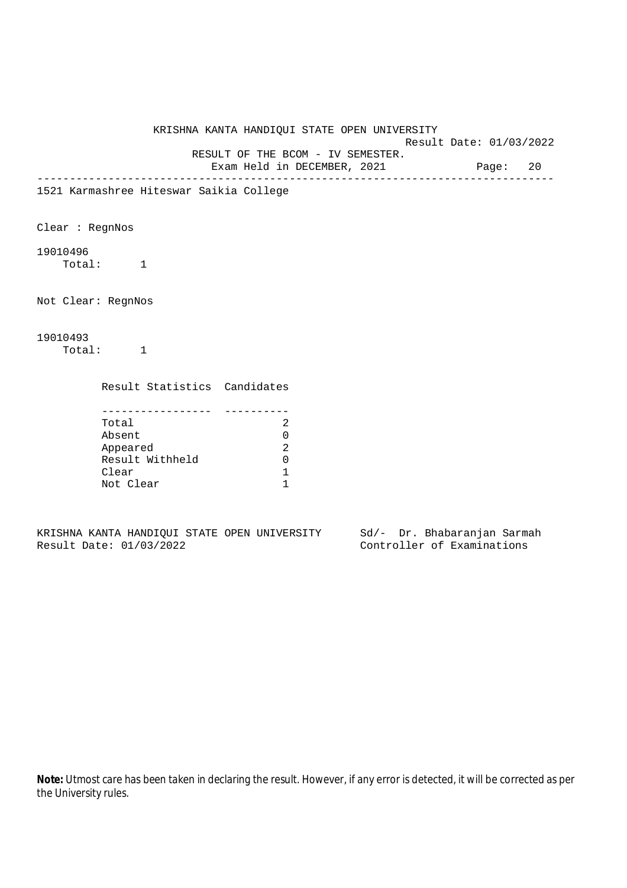KRISHNA KANTA HANDIQUI STATE OPEN UNIVERSITY

Result Date: 01/03/2022

RESULT OF THE BCOM - IV SEMESTER.

Exam Held in DECEMBER, 2021

---

1521 Karmashree Hiteswar Saikia College

Clear : RegnNos

19010496

Total: 1

Not Clear: RegnNos

19010493

Total: 1

| Result Statistics | Candidates |
|---|---|
| Total | 2 |
| Absent | 0 |
| Appeared | 2 |
| Result Withheld | 0 |
| Clear | 1 |
| Not Clear | 1 |

KRISHNA KANTA HANDIQUI STATE OPEN UNIVERSITY    Sd/- Dr. Bhabaranjan Sarmah

Result Date: 01/03/2022    Controller of Examinations

**Note:** Utmost care has been taken in declaring the result. However, if any error is detected, it will be corrected as per the University rules.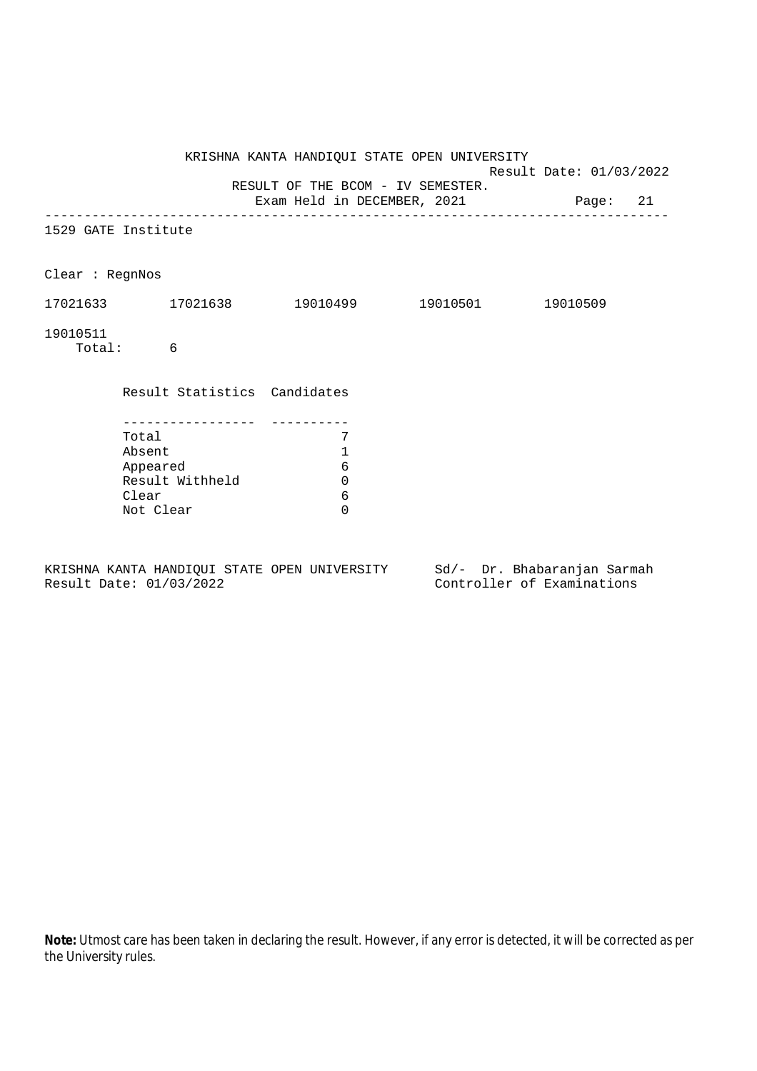KRISHNA KANTA HANDIQUI STATE OPEN UNIVERSITY

Result Date: 01/03/2022

RESULT OF THE BCOM - IV SEMESTER.

Exam Held in DECEMBER, 2021

---

1529 GATE Institute

Clear : RegnNos

17021633 17021638 19010499 19010501 19010509

19010511

Total: 6

| Result Statistics | Candidates |
|---|---|
| Total | 7 |
| Absent | 1 |
| Appeared | 6 |
| Result Withheld | 0 |
| Clear | 6 |
| Not Clear | 0 |

KRISHNA KANTA HANDIQUI STATE OPEN UNIVERSITY
Result Date: 01/03/2022

Sd/- Dr. Bhabaranjan Sarmah
Controller of Examinations

**Note:** Utmost care has been taken in declaring the result. However, if any error is detected, it will be corrected as per the University rules.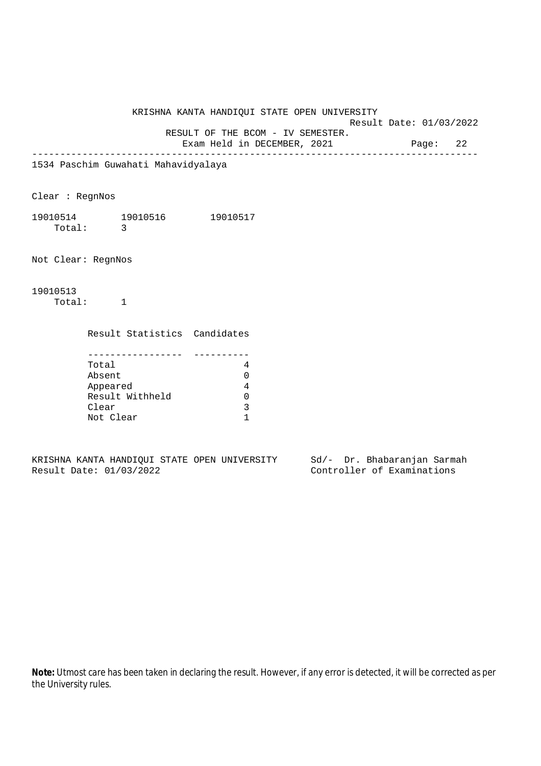KRISHNA KANTA HANDIQUI STATE OPEN UNIVERSITY

Result Date: 01/03/2022

RESULT OF THE BCOM - IV SEMESTER.

Exam Held in DECEMBER, 2021

---

1534 Paschim Guwahati Mahavidyalaya

Clear : RegnNos

19010514 19010516 19010517

Total: 3

Not Clear: RegnNos

19010513

Total: 1

| Result Statistics | Candidates |
|---|---|
| Total | 4 |
| Absent | 0 |
| Appeared | 4 |
| Result Withheld | 0 |
| Clear | 3 |
| Not Clear | 1 |

KRISHNA KANTA HANDIQUI STATE OPEN UNIVERSITY
Result Date: 01/03/2022

Sd/- Dr. Bhabaranjan Sarmah
Controller of Examinations

**Note:** Utmost care has been taken in declaring the result. However, if any error is detected, it will be corrected as per the University rules.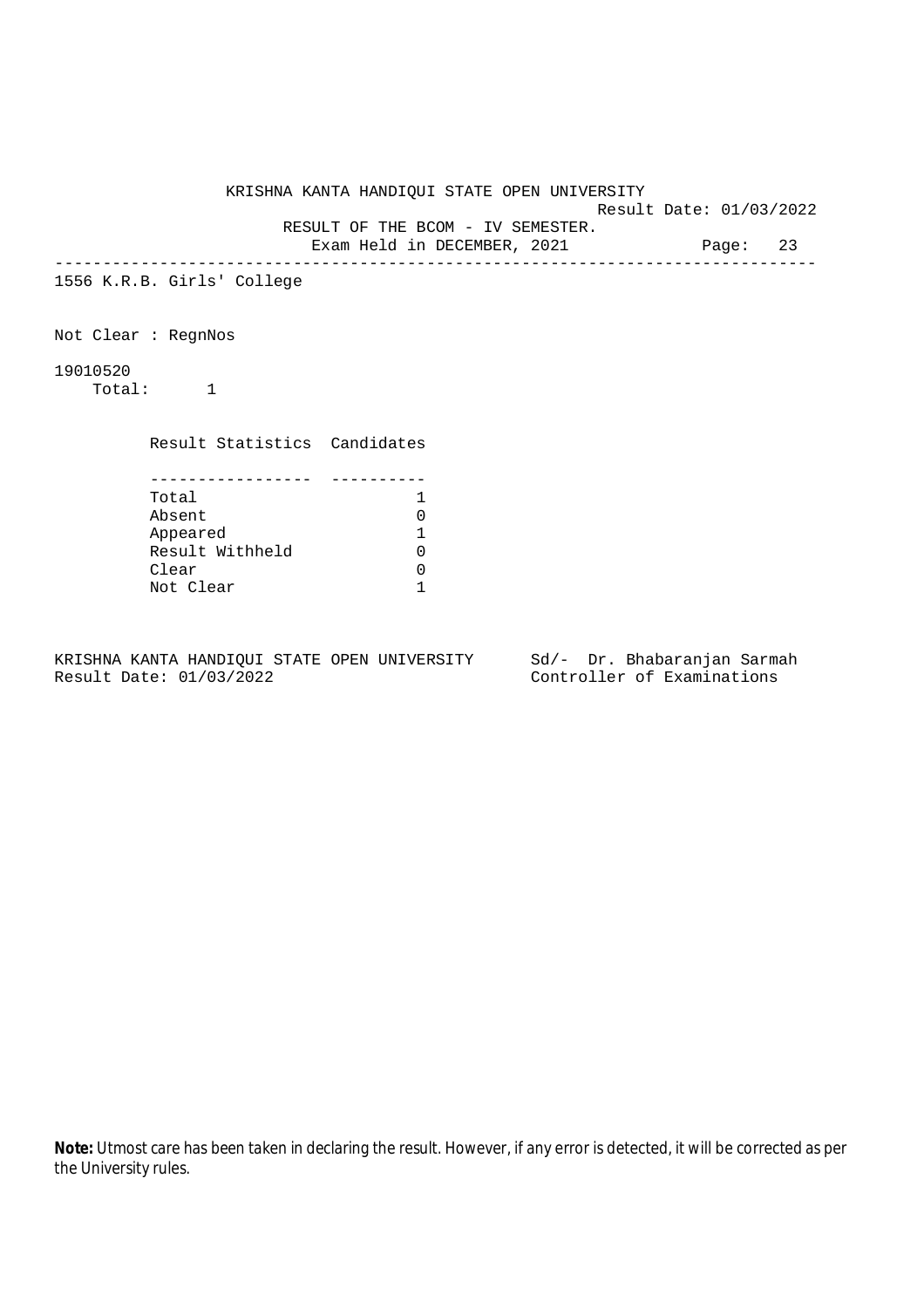KRISHNA KANTA HANDIQUI STATE OPEN UNIVERSITY

Result Date: 01/03/2022

RESULT OF THE BCOM - IV SEMESTER.

Exam Held in DECEMBER, 2021

---

1556 K.R.B. Girls' College

Not Clear : RegnNos

19010520

Total: 1

| Result Statistics | Candidates |
|---|---|
| Total | 1 |
| Absent | 0 |
| Appeared | 1 |
| Result Withheld | 0 |
| Clear | 0 |
| Not Clear | 1 |

KRISHNA KANTA HANDIQUI STATE OPEN UNIVERSITY
Result Date: 01/03/2022

Sd/- Dr. Bhabaranjan Sarmah
Controller of Examinations

**Note:** Utmost care has been taken in declaring the result. However, if any error is detected, it will be corrected as per the University rules.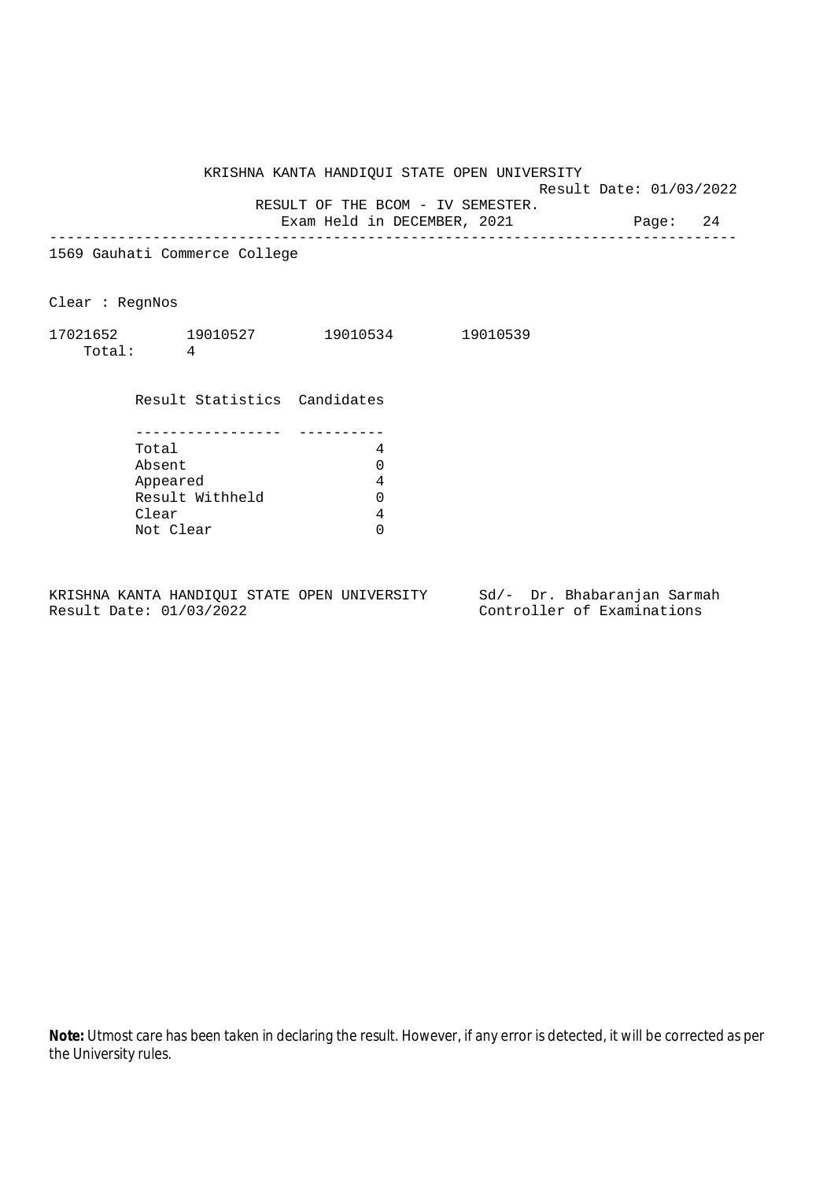KRISHNA KANTA HANDIQUI STATE OPEN UNIVERSITY

Result Date: 01/03/2022

RESULT OF THE BCOM - IV SEMESTER.

Exam Held in DECEMBER, 2021

---

1569 Gauhati Commerce College

Clear : RegnNos

17021652 19010527 19010534 19010539

Total: 4

| Result Statistics | Candidates |
|---|---|
| Total | 4 |
| Absent | 0 |
| Appeared | 4 |
| Result Withheld | 0 |
| Clear | 4 |
| Not Clear | 0 |

KRISHNA KANTA HANDIQUI STATE OPEN UNIVERSITY
Result Date: 01/03/2022

Sd/- Dr. Bhabaranjan Sarmah
Controller of Examinations

**Note:** Utmost care has been taken in declaring the result. However, if any error is detected, it will be corrected as per the University rules.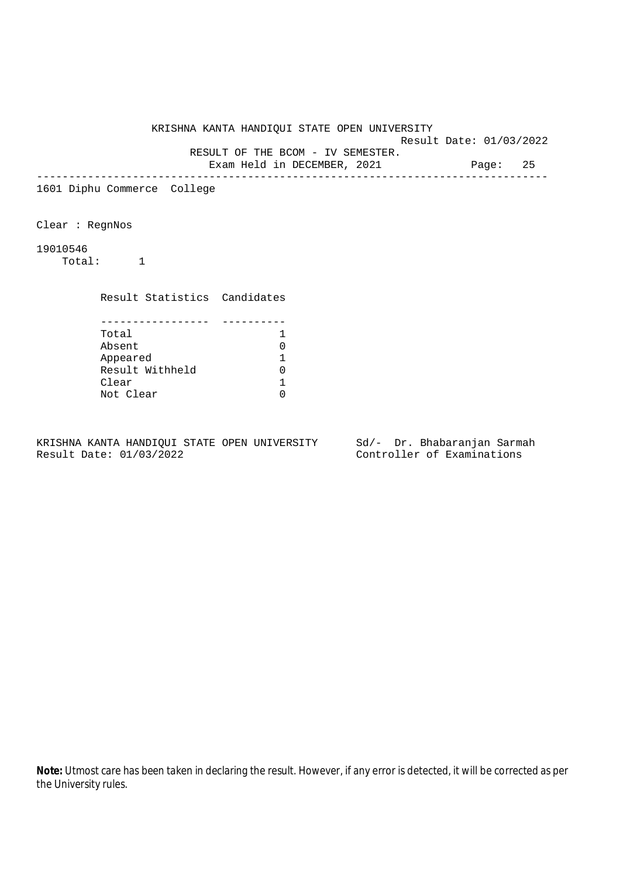KRISHNA KANTA HANDIQUI STATE OPEN UNIVERSITY

Result Date: 01/03/2022

RESULT OF THE BCOM - IV SEMESTER.

Exam Held in DECEMBER, 2021

1601 Diphu Commerce College

Clear : RegnNos

19010546

Total: 1

| Result Statistics | Candidates |
|---|---|
| Total | 1 |
| Absent | 0 |
| Appeared | 1 |
| Result Withheld | 0 |
| Clear | 1 |
| Not Clear | 0 |

KRISHNA KANTA HANDIQUI STATE OPEN UNIVERSITY
Result Date: 01/03/2022

Sd/- Dr. Bhabaranjan Sarmah
Controller of Examinations

**Note:** Utmost care has been taken in declaring the result. However, if any error is detected, it will be corrected as per the University rules.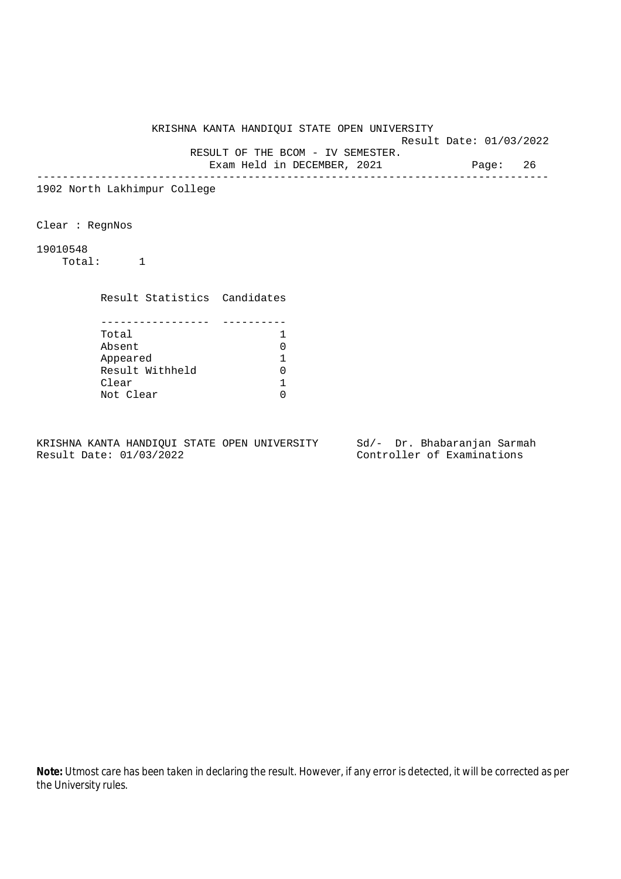KRISHNA KANTA HANDIQUI STATE OPEN UNIVERSITY

Result Date: 01/03/2022

RESULT OF THE BCOM - IV SEMESTER.

Exam Held in DECEMBER, 2021

---

1902 North Lakhimpur College

Clear : RegnNos

19010548

Total: 1

| Result Statistics | Candidates |
|---|---|
| Total | 1 |
| Absent | 0 |
| Appeared | 1 |
| Result Withheld | 0 |
| Clear | 1 |
| Not Clear | 0 |

KRISHNA KANTA HANDIQUI STATE OPEN UNIVERSITY
Result Date: 01/03/2022

Sd/- Dr. Bhabaranjan Sarmah
Controller of Examinations

**Note:** Utmost care has been taken in declaring the result. However, if any error is detected, it will be corrected as per the University rules.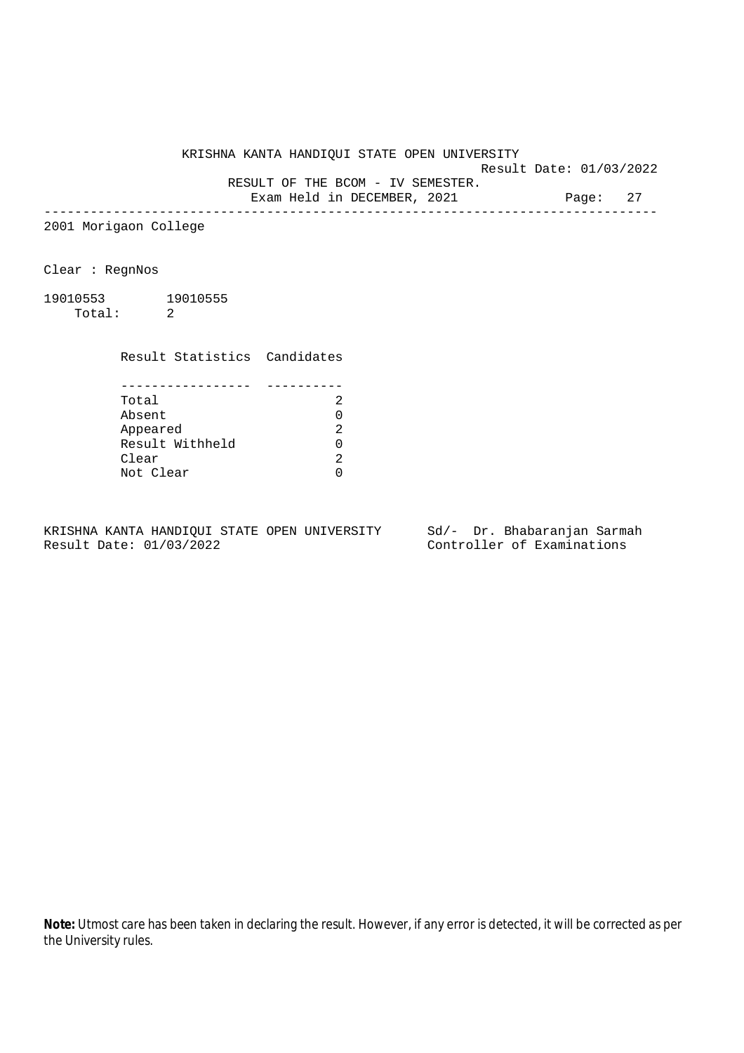KRISHNA KANTA HANDIQUI STATE OPEN UNIVERSITY

Result Date: 01/03/2022

RESULT OF THE BCOM - IV SEMESTER.

Exam Held in DECEMBER, 2021

---

2001 Morigaon College

Clear : RegnNos

19010553 19010555

Total: 2

| Result Statistics | Candidates |
|---|---|
| Total | 2 |
| Absent | 0 |
| Appeared | 2 |
| Result Withheld | 0 |
| Clear | 2 |
| Not Clear | 0 |

KRISHNA KANTA HANDIQUI STATE OPEN UNIVERSITY
Result Date: 01/03/2022

Sd/- Dr. Bhabaranjan Sarmah
Controller of Examinations

**Note:** Utmost care has been taken in declaring the result. However, if any error is detected, it will be corrected as per the University rules.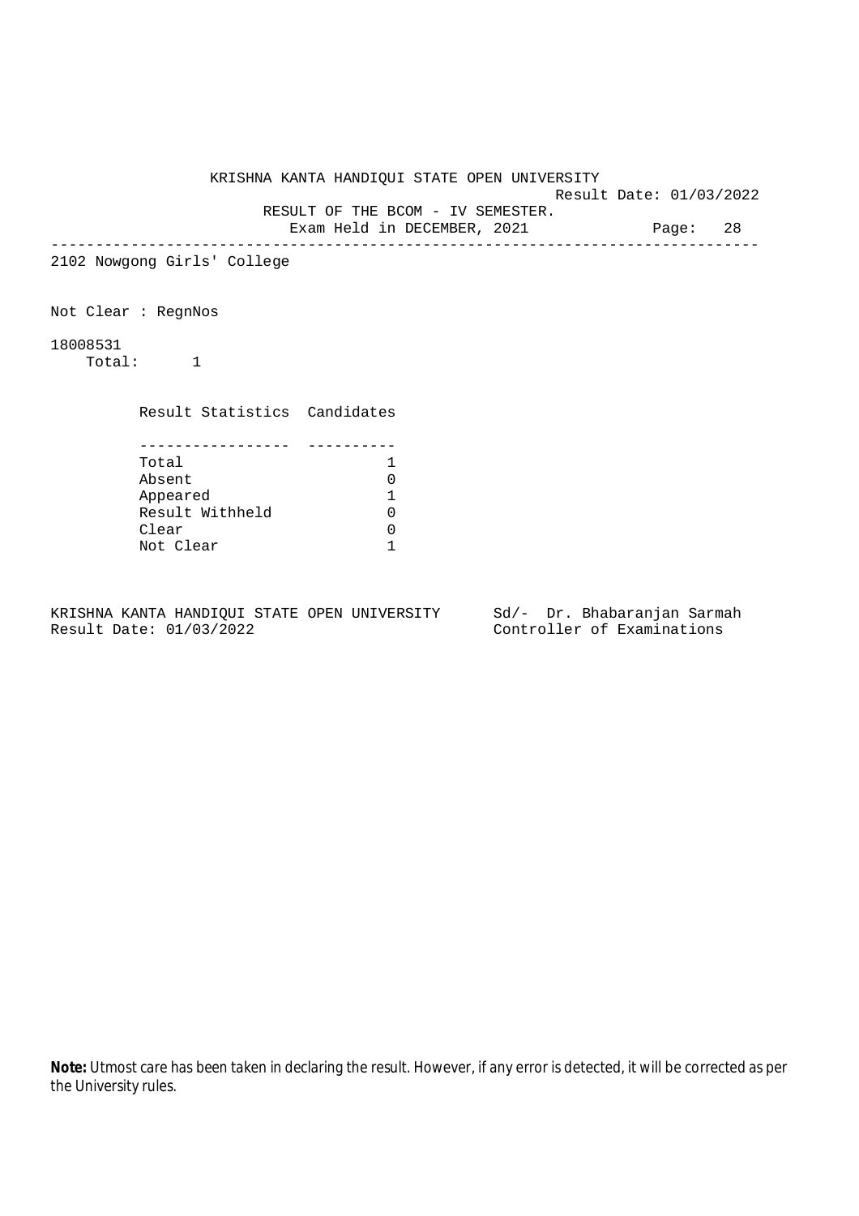KRISHNA KANTA HANDIQUI STATE OPEN UNIVERSITY

Result Date: 01/03/2022

RESULT OF THE BCOM - IV SEMESTER.

Exam Held in DECEMBER, 2021

---

2102 Nowgong Girls' College

Not Clear : RegnNos

18008531

Total: 1

| Result Statistics | Candidates |
|---|---|
| Total | 1 |
| Absent | 0 |
| Appeared | 1 |
| Result Withheld | 0 |
| Clear | 0 |
| Not Clear | 1 |

KRISHNA KANTA HANDIQUI STATE OPEN UNIVERSITY
Result Date: 01/03/2022

Sd/- Dr. Bhabaranjan Sarmah
Controller of Examinations

**Note:** Utmost care has been taken in declaring the result. However, if any error is detected, it will be corrected as per the University rules.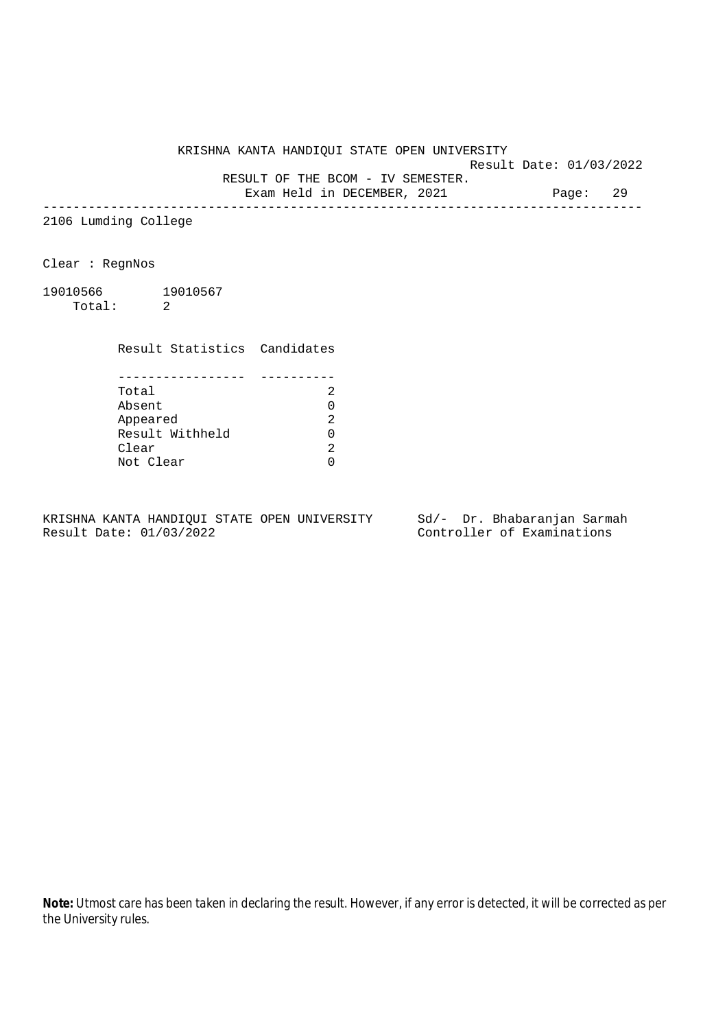KRISHNA KANTA HANDIQUI STATE OPEN UNIVERSITY

Result Date: 01/03/2022

RESULT OF THE BCOM - IV SEMESTER.

Exam Held in DECEMBER, 2021

---

2106 Lumding College

Clear : RegnNos

19010566        19010567

Total:      2

| Result Statistics | Candidates |
|---|---|
| Total | 2 |
| Absent | 0 |
| Appeared | 2 |
| Result Withheld | 0 |
| Clear | 2 |
| Not Clear | 0 |

KRISHNA KANTA HANDIQUI STATE OPEN UNIVERSITY      Sd/-  Dr. Bhabaranjan Sarmah

Result Date: 01/03/2022                                                  Controller of Examinations

**Note:** Utmost care has been taken in declaring the result. However, if any error is detected, it will be corrected as per the University rules.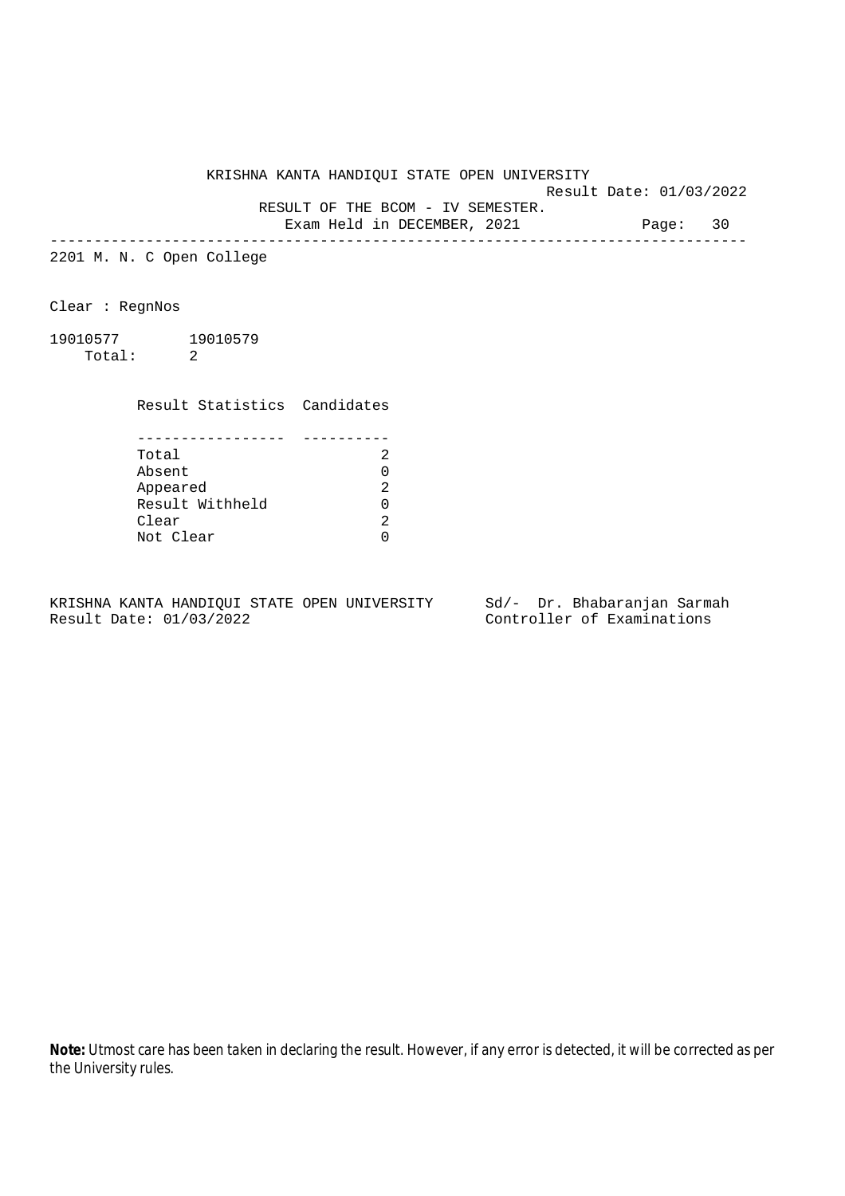KRISHNA KANTA HANDIQUI STATE OPEN UNIVERSITY

Result Date: 01/03/2022

RESULT OF THE BCOM - IV SEMESTER.

Exam Held in DECEMBER, 2021

---

2201 M. N. C Open College

Clear : RegnNos

19010577 19010579

Total: 2

| Result Statistics | Candidates |
|---|---|
| Total | 2 |
| Absent | 0 |
| Appeared | 2 |
| Result Withheld | 0 |
| Clear | 2 |
| Not Clear | 0 |

KRISHNA KANTA HANDIQUI STATE OPEN UNIVERSITY
Result Date: 01/03/2022

Sd/- Dr. Bhabaranjan Sarmah
Controller of Examinations

**Note:** Utmost care has been taken in declaring the result. However, if any error is detected, it will be corrected as per the University rules.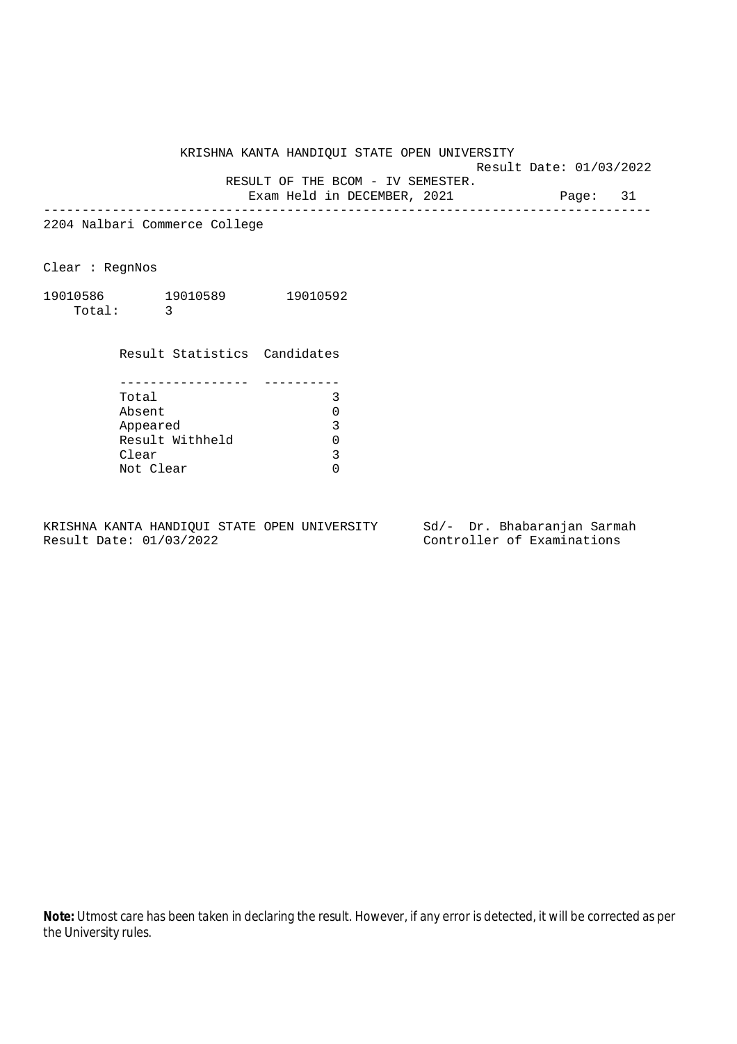KRISHNA KANTA HANDIQUI STATE OPEN UNIVERSITY

Result Date: 01/03/2022

RESULT OF THE BCOM - IV SEMESTER.

Exam Held in DECEMBER, 2021

Page: 31

---

2204 Nalbari Commerce College

Clear : RegnNos

19010586 19010589 19010592

Total: 3

| Result Statistics | Candidates |
|---|---|
| Total | 3 |
| Absent | 0 |
| Appeared | 3 |
| Result Withheld | 0 |
| Clear | 3 |
| Not Clear | 0 |

KRISHNA KANTA HANDIQUI STATE OPEN UNIVERSITY
Result Date: 01/03/2022

Sd/- Dr. Bhabaranjan Sarmah
Controller of Examinations

**Note:** Utmost care has been taken in declaring the result. However, if any error is detected, it will be corrected as per the University rules.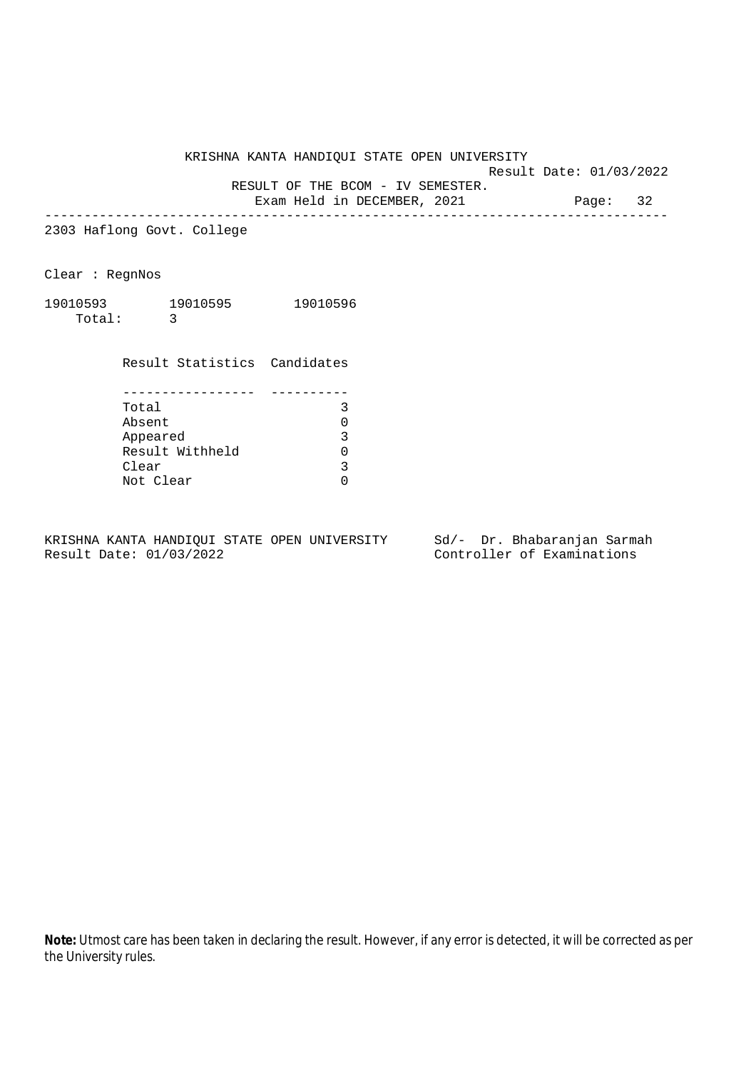KRISHNA KANTA HANDIQUI STATE OPEN UNIVERSITY

Result Date: 01/03/2022

RESULT OF THE BCOM - IV SEMESTER.

Exam Held in DECEMBER, 2021

Page: 32

---

2303 Haflong Govt. College

Clear : RegnNos

19010593 19010595 19010596

Total: 3

| Result Statistics | Candidates |
|---|---|
| Total | 3 |
| Absent | 0 |
| Appeared | 3 |
| Result Withheld | 0 |
| Clear | 3 |
| Not Clear | 0 |

KRISHNA KANTA HANDIQUI STATE OPEN UNIVERSITY
Result Date: 01/03/2022

Sd/- Dr. Bhabaranjan Sarmah
Controller of Examinations

**Note:** Utmost care has been taken in declaring the result. However, if any error is detected, it will be corrected as per the University rules.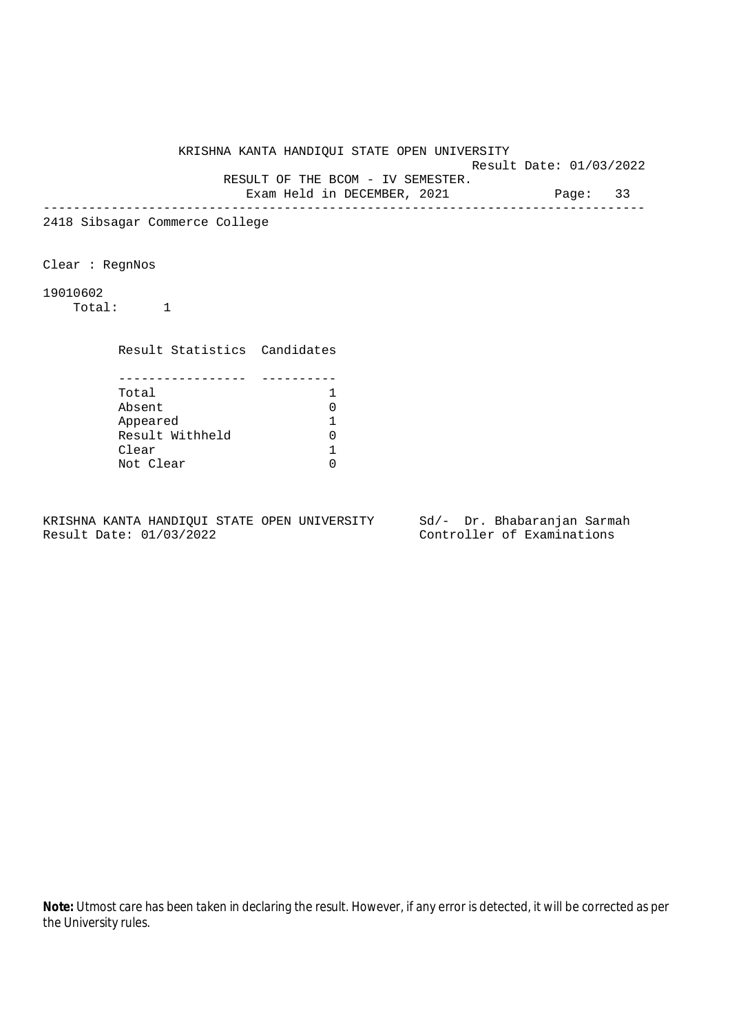KRISHNA KANTA HANDIQUI STATE OPEN UNIVERSITY

Result Date: 01/03/2022

RESULT OF THE BCOM - IV SEMESTER.

Exam Held in DECEMBER, 2021

---

2418 Sibsagar Commerce College

Clear : RegnNos

19010602

Total: 1

| Result Statistics | Candidates |
|---|---|
| Total | 1 |
| Absent | 0 |
| Appeared | 1 |
| Result Withheld | 0 |
| Clear | 1 |
| Not Clear | 0 |

KRISHNA KANTA HANDIQUI STATE OPEN UNIVERSITY
Result Date: 01/03/2022

Sd/- Dr. Bhabaranjan Sarmah
Controller of Examinations

**Note:** Utmost care has been taken in declaring the result. However, if any error is detected, it will be corrected as per the University rules.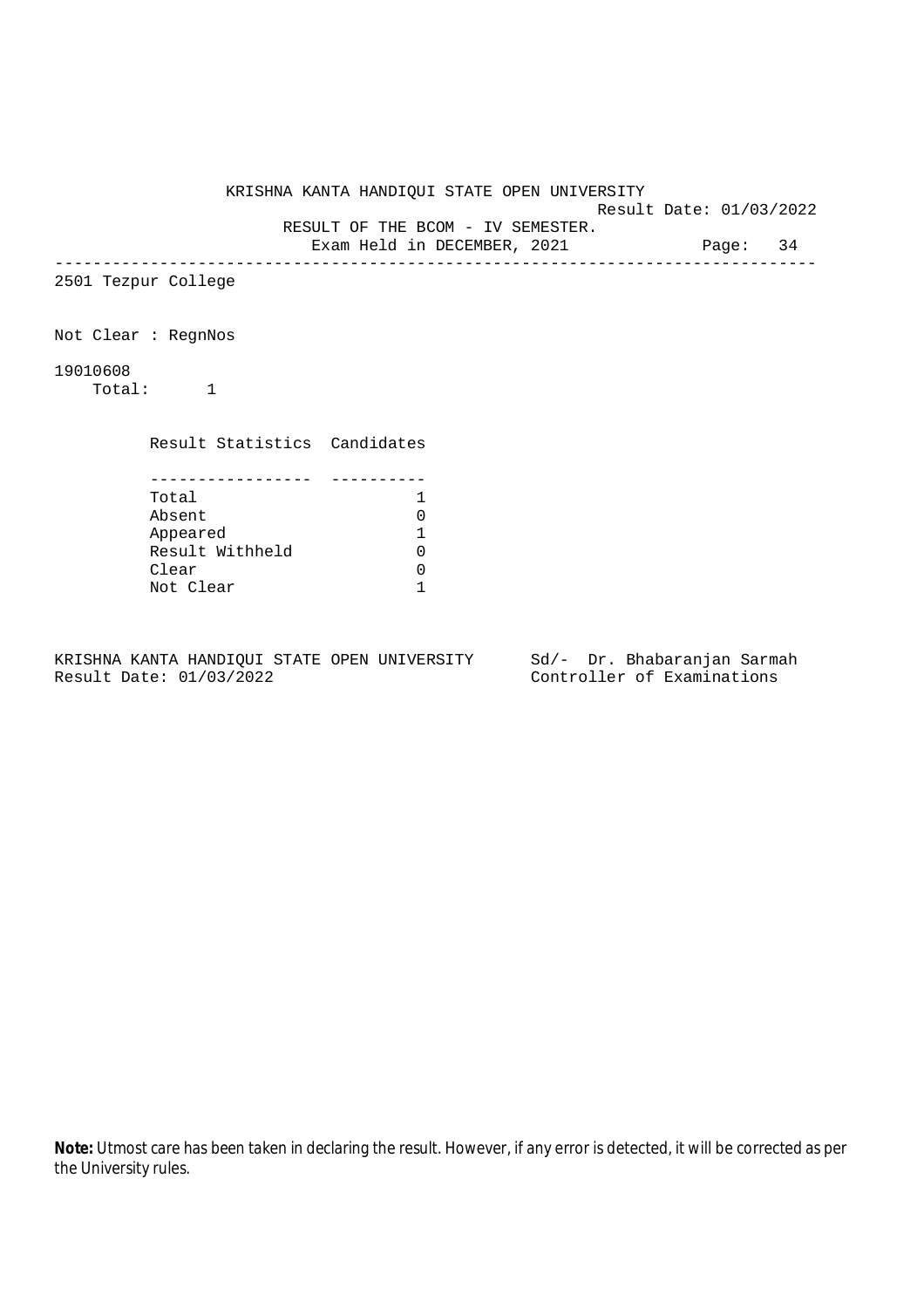KRISHNA KANTA HANDIQUI STATE OPEN UNIVERSITY

Result Date: 01/03/2022

RESULT OF THE BCOM - IV SEMESTER.

Exam Held in DECEMBER, 2021

---

2501 Tezpur College

Not Clear : RegnNos

19010608

Total: 1

| Result Statistics | Candidates |
|---|---|
| Total | 1 |
| Absent | 0 |
| Appeared | 1 |
| Result Withheld | 0 |
| Clear | 0 |
| Not Clear | 1 |

KRISHNA KANTA HANDIQUI STATE OPEN UNIVERSITY
Result Date: 01/03/2022

Sd/- Dr. Bhabaranjan Sarmah
Controller of Examinations

**Note:** Utmost care has been taken in declaring the result. However, if any error is detected, it will be corrected as per the University rules.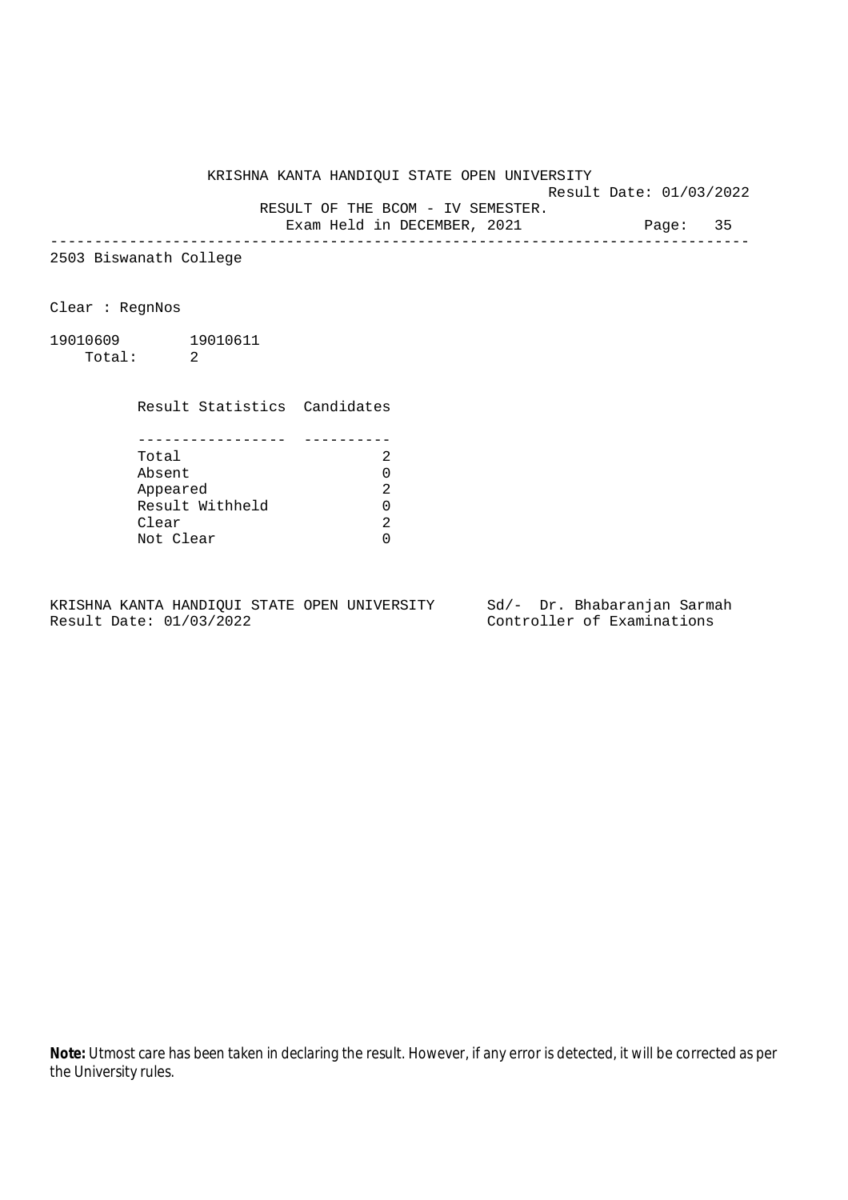KRISHNA KANTA HANDIQUI STATE OPEN UNIVERSITY

Result Date: 01/03/2022

RESULT OF THE BCOM - IV SEMESTER.

Exam Held in DECEMBER, 2021

---

2503 Biswanath College

Clear : RegnNos

19010609 19010611

Total: 2

| Result Statistics | Candidates |
|---|---|
| Total | 2 |
| Absent | 0 |
| Appeared | 2 |
| Result Withheld | 0 |
| Clear | 2 |
| Not Clear | 0 |

KRISHNA KANTA HANDIQUI STATE OPEN UNIVERSITY
Result Date: 01/03/2022

Sd/- Dr. Bhabaranjan Sarmah
Controller of Examinations

**Note:** Utmost care has been taken in declaring the result. However, if any error is detected, it will be corrected as per the University rules.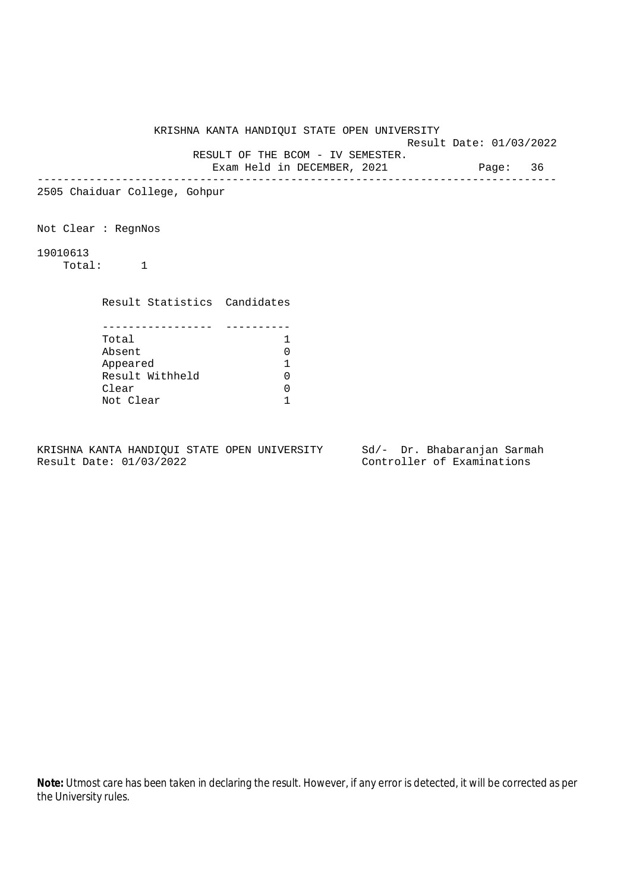KRISHNA KANTA HANDIQUI STATE OPEN UNIVERSITY

Result Date: 01/03/2022

RESULT OF THE BCOM - IV SEMESTER.

Exam Held in DECEMBER, 2021

---

2505 Chaiduar College, Gohpur

Not Clear : RegnNos

19010613

Total: 1

| Result Statistics | Candidates |
| --- | --- |
| Total | 1 |
| Absent | 0 |
| Appeared | 1 |
| Result Withheld | 0 |
| Clear | 0 |
| Not Clear | 1 |

KRISHNA KANTA HANDIQUI STATE OPEN UNIVERSITY
Result Date: 01/03/2022

Sd/- Dr. Bhabaranjan Sarmah
Controller of Examinations

**Note:** Utmost care has been taken in declaring the result. However, if any error is detected, it will be corrected as per the University rules.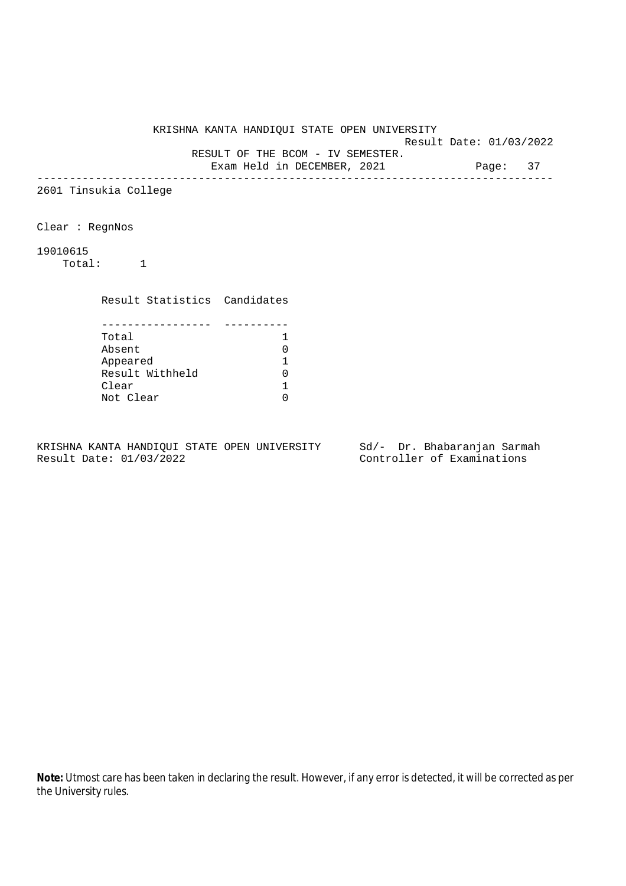KRISHNA KANTA HANDIQUI STATE OPEN UNIVERSITY

Result Date: 01/03/2022

RESULT OF THE BCOM - IV SEMESTER.

Exam Held in DECEMBER, 2021

---

2601 Tinsukia College

Clear : RegnNos

19010615

Total: 1

| Result Statistics | Candidates |
|---|---|
| Total | 1 |
| Absent | 0 |
| Appeared | 1 |
| Result Withheld | 0 |
| Clear | 1 |
| Not Clear | 0 |

KRISHNA KANTA HANDIQUI STATE OPEN UNIVERSITY
Result Date: 01/03/2022

Sd/- Dr. Bhabaranjan Sarmah
Controller of Examinations

**Note:** Utmost care has been taken in declaring the result. However, if any error is detected, it will be corrected as per the University rules.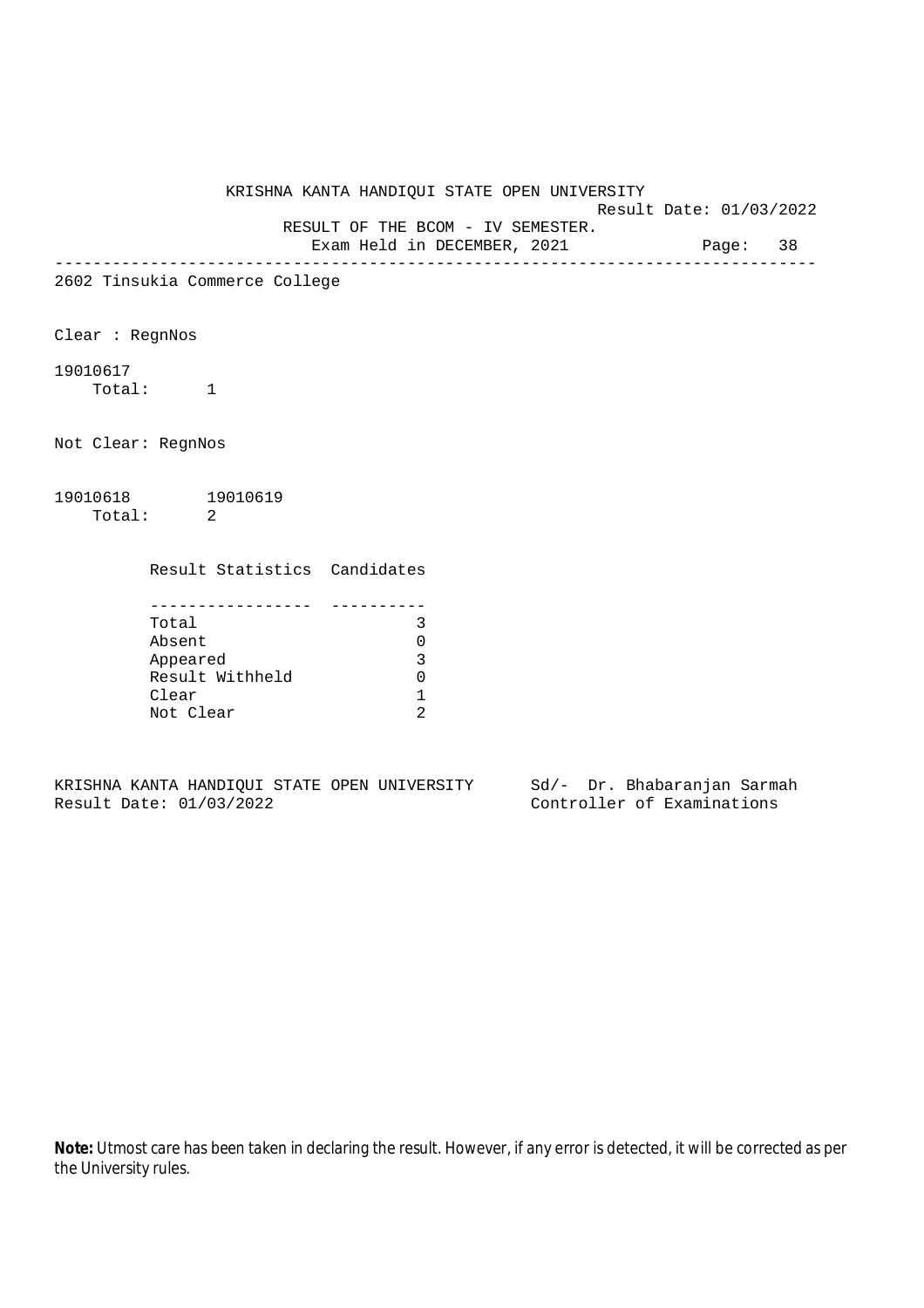KRISHNA KANTA HANDIQUI STATE OPEN UNIVERSITY

Result Date: 01/03/2022

RESULT OF THE BCOM - IV SEMESTER.

Exam Held in DECEMBER, 2021

---

2602 Tinsukia Commerce College

Clear : RegnNos

19010617

Total: 1

Not Clear: RegnNos

19010618 19010619

Total: 2

| Result Statistics | Candidates |
|---|---|
| Total | 3 |
| Absent | 0 |
| Appeared | 3 |
| Result Withheld | 0 |
| Clear | 1 |
| Not Clear | 2 |

KRISHNA KANTA HANDIQUI STATE OPEN UNIVERSITY
Result Date: 01/03/2022

Sd/- Dr. Bhabaranjan Sarmah
Controller of Examinations

**Note:** Utmost care has been taken in declaring the result. However, if any error is detected, it will be corrected as per the University rules.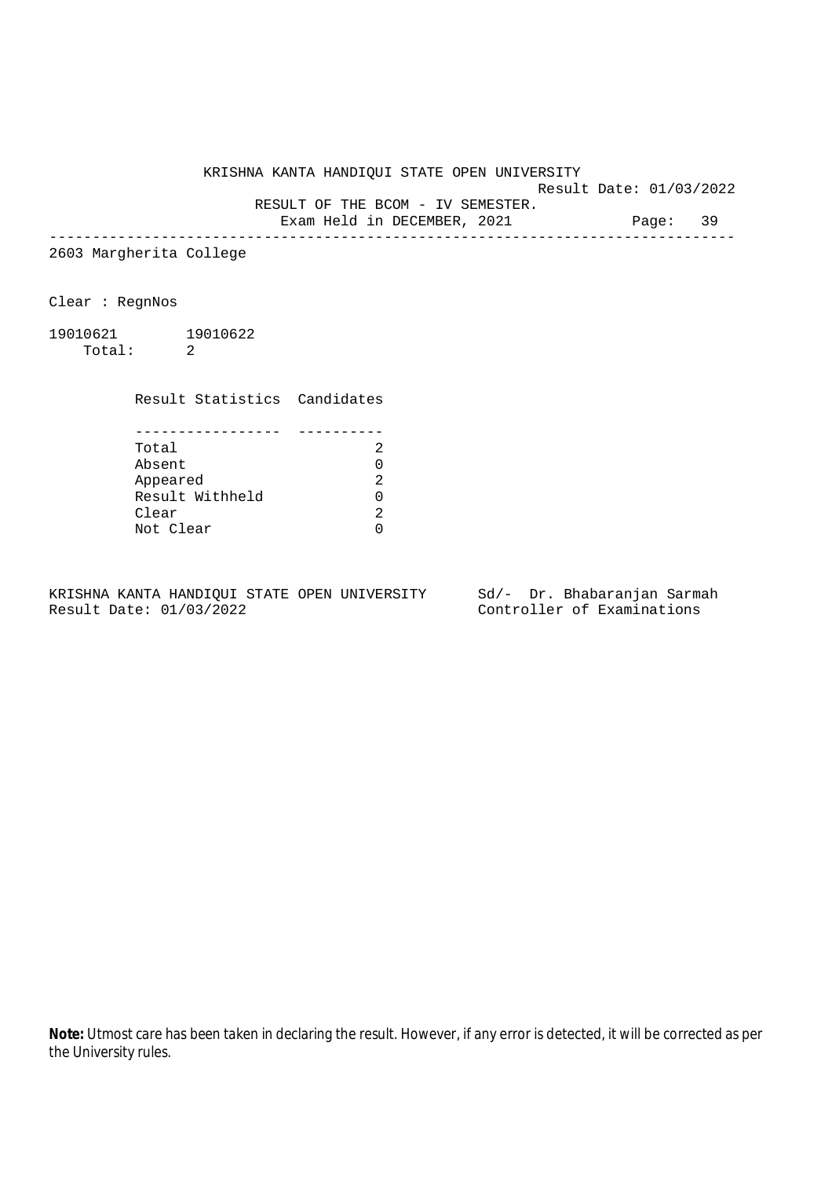KRISHNA KANTA HANDIQUI STATE OPEN UNIVERSITY

Result Date: 01/03/2022

RESULT OF THE BCOM - IV SEMESTER.

Exam Held in DECEMBER, 2021

---

2603 Margherita College

Clear : RegnNos

19010621        19010622

Total:      2

| Result Statistics | Candidates |
|---|---|
| Total | 2 |
| Absent | 0 |
| Appeared | 2 |
| Result Withheld | 0 |
| Clear | 2 |
| Not Clear | 0 |

KRISHNA KANTA HANDIQUI STATE OPEN UNIVERSITY      Sd/-  Dr. Bhabaranjan Sarmah

Result Date: 01/03/2022                           Controller of Examinations

**Note:** Utmost care has been taken in declaring the result. However, if any error is detected, it will be corrected as per the University rules.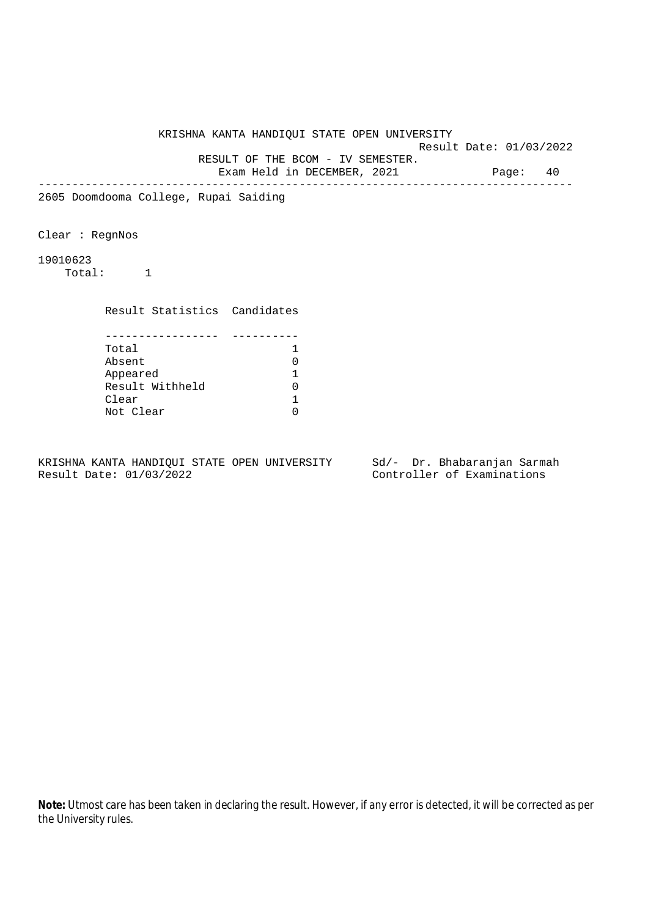KRISHNA KANTA HANDIQUI STATE OPEN UNIVERSITY

Result Date: 01/03/2022

RESULT OF THE BCOM - IV SEMESTER.

Exam Held in DECEMBER, 2021

---

2605 Doomdooma College, Rupai Saiding

Clear : RegnNos

19010623

Total: 1

| Result Statistics | Candidates |
|---|---|
| Total | 1 |
| Absent | 0 |
| Appeared | 1 |
| Result Withheld | 0 |
| Clear | 1 |
| Not Clear | 0 |

KRISHNA KANTA HANDIQUI STATE OPEN UNIVERSITY    Sd/- Dr. Bhabaranjan Sarmah

Result Date: 01/03/2022    Controller of Examinations

**Note:** Utmost care has been taken in declaring the result. However, if any error is detected, it will be corrected as per the University rules.